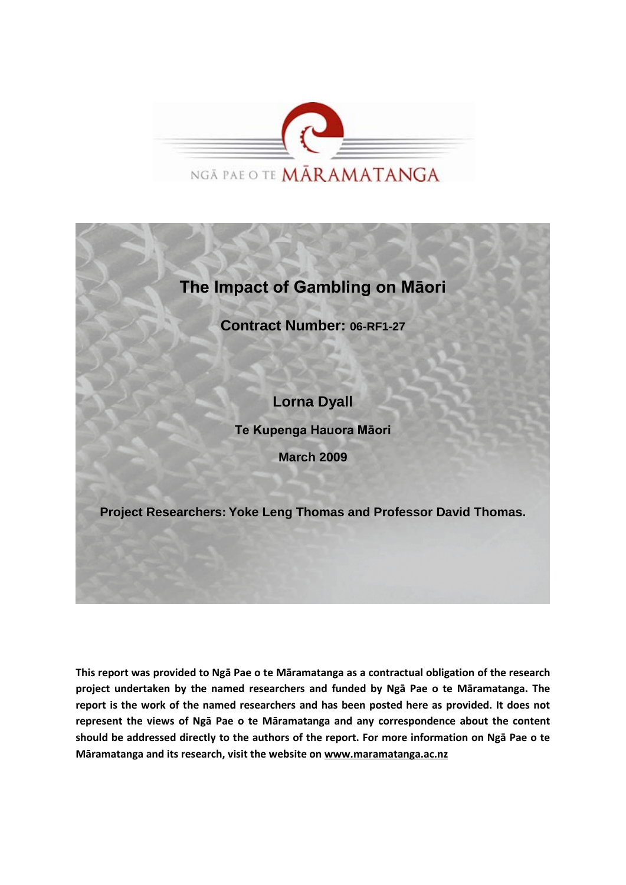NGĀ PAE O TE MĀRAMATANGA

# The Impact of Gambling on Māori

**Contract Number: 06-RF1-27**

**Lorna Dyall**

**Te Kupenga Hauora Māori**

**March 2009**

**Project Researchers: Yoke Leng Thomas and Professor David Thomas.**

**This report was provided to Ngā Pae o te Māramatanga as a contractual obligation of the research project undertaken by the named researchers and funded by Ngā Pae o te Māramatanga. The report is the work of the named researchers and has been posted here as provided. It does not represent the views of Ngā Pae o te Māramatanga and any correspondence about the content should be addressed directly to the authors of the report. For more information on Ngā Pae o te Māramatanga and its research, visit the website on www.maramatanga.ac.nz**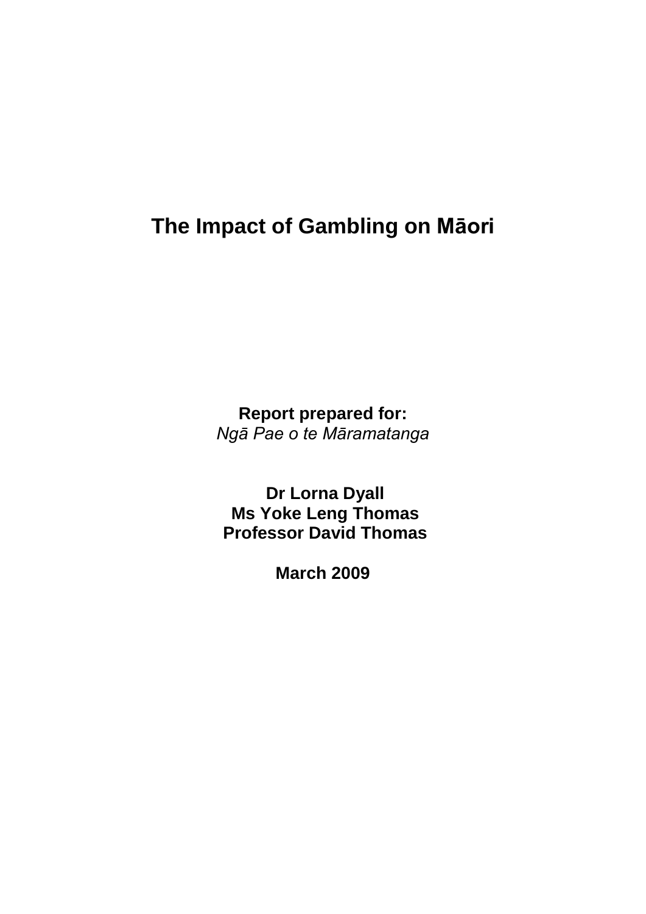# The Impact of Gambling on Māori

**Report prepared for:**
*Ngā Pae o te Māramatanga*

**Dr Lorna Dyall**
**Ms Yoke Leng Thomas**
**Professor David Thomas**

**March 2009**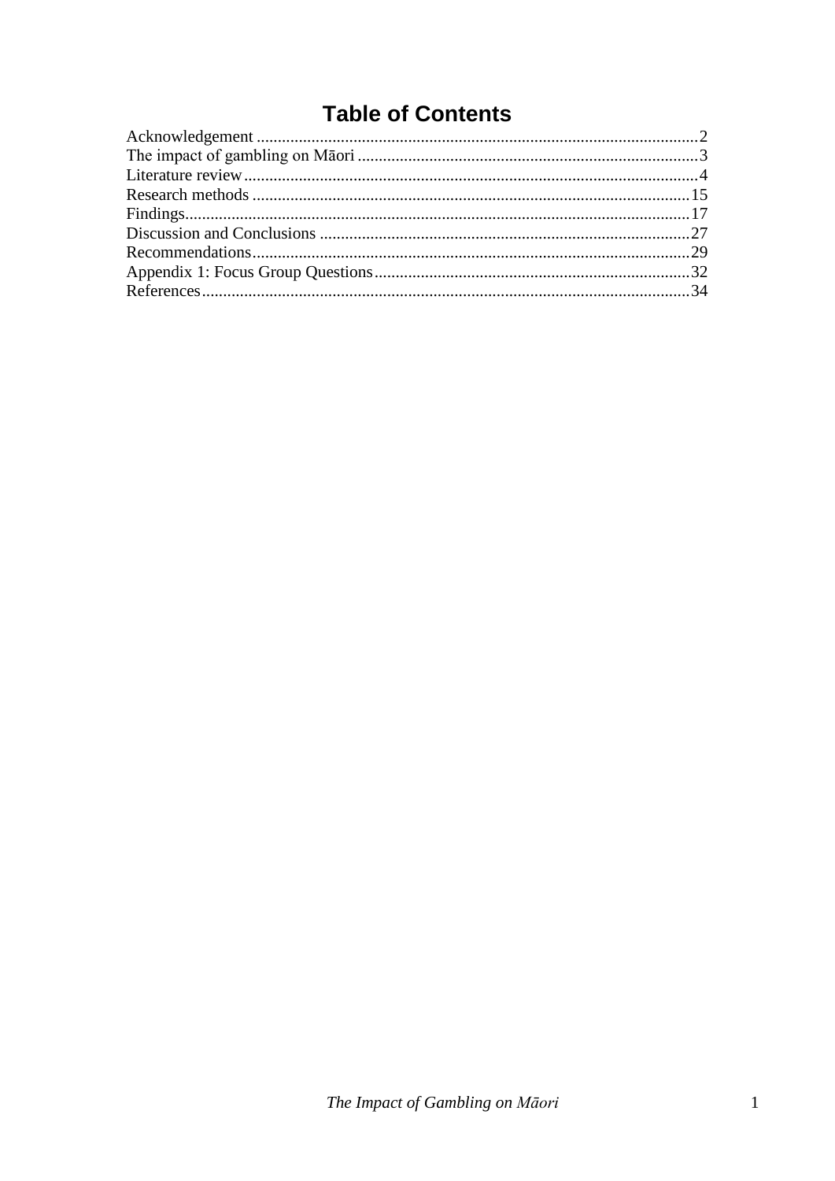# Table of Contents

Acknowledgement ........................................................................................................2
The impact of gambling on Māori ................................................................................3
Literature review ..........................................................................................................4
Research methods .......................................................................................................15
Findings.......................................................................................................................17
Discussion and Conclusions .......................................................................................27
Recommendations.......................................................................................................29
Appendix 1: Focus Group Questions..........................................................................32
References...................................................................................................................34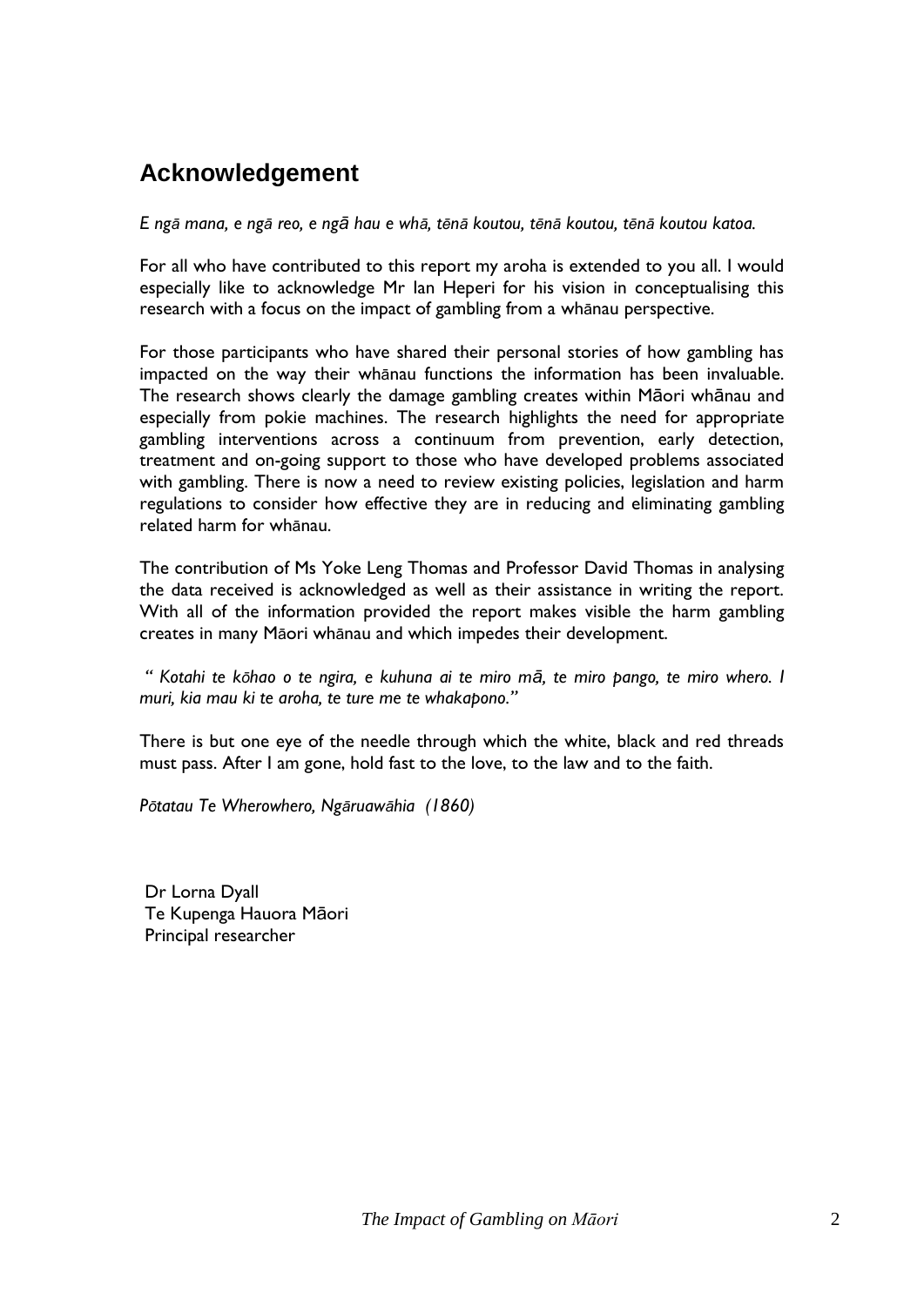## Acknowledgement

*E ngā mana, e ngā reo, e ngā hau e whā, tēnā koutou, tēnā koutou, tēnā koutou katoa.*

For all who have contributed to this report my aroha is extended to you all. I would especially like to acknowledge Mr Ian Heperi for his vision in conceptualising this research with a focus on the impact of gambling from a whānau perspective.

For those participants who have shared their personal stories of how gambling has impacted on the way their whānau functions the information has been invaluable. The research shows clearly the damage gambling creates within Māori whānau and especially from pokie machines. The research highlights the need for appropriate gambling interventions across a continuum from prevention, early detection, treatment and on-going support to those who have developed problems associated with gambling. There is now a need to review existing policies, legislation and harm regulations to consider how effective they are in reducing and eliminating gambling related harm for whānau.

The contribution of Ms Yoke Leng Thomas and Professor David Thomas in analysing the data received is acknowledged as well as their assistance in writing the report. With all of the information provided the report makes visible the harm gambling creates in many Māori whānau and which impedes their development.

*" Kotahi te kōhao o te ngira, e kuhuna ai te miro mā, te miro pango, te miro whero. I muri, kia mau ki te aroha, te ture me te whakapono."*

There is but one eye of the needle through which the white, black and red threads must pass. After I am gone, hold fast to the love, to the law and to the faith.

*Pōtatau Te Wherowhero, Ngāruawāhia (1860)*

Dr Lorna Dyall
Te Kupenga Hauora Māori
Principal researcher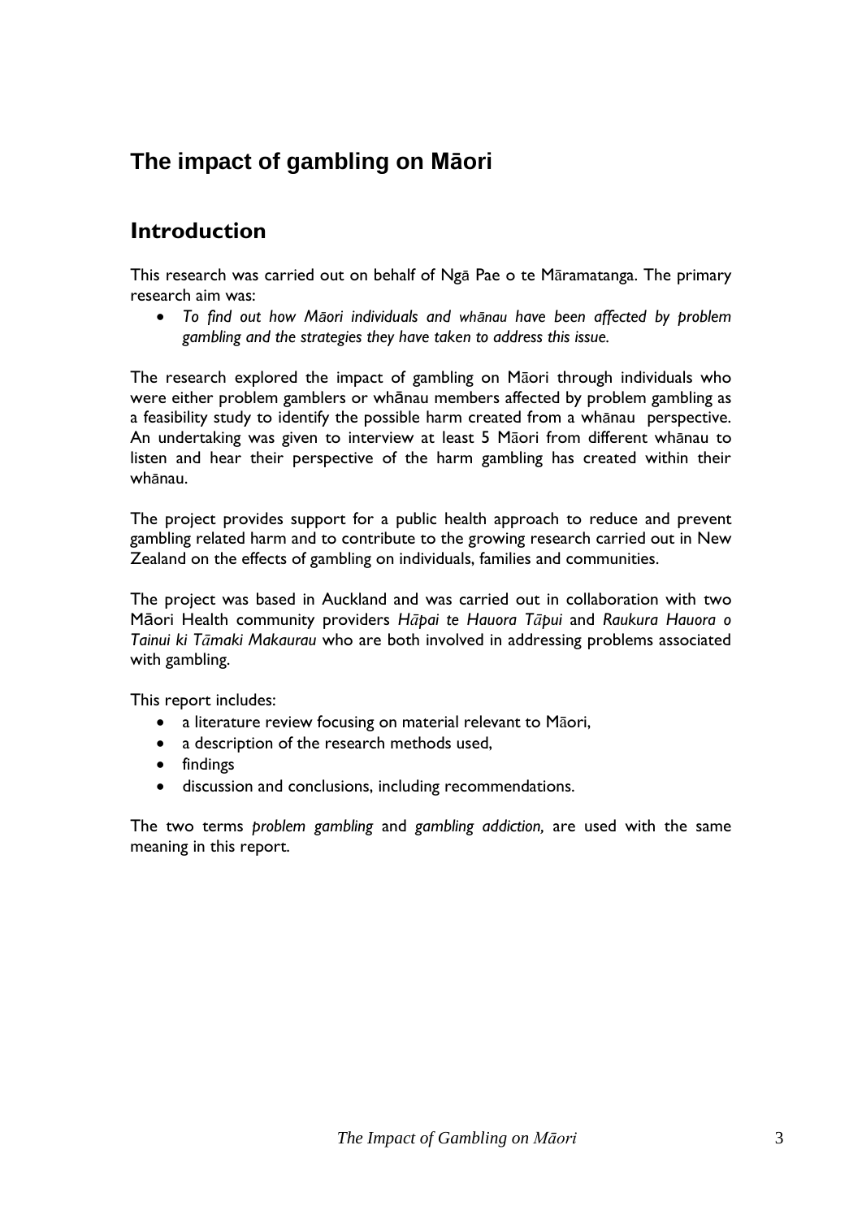# The impact of gambling on Māori

## Introduction

This research was carried out on behalf of Ngā Pae o te Māramatanga. The primary research aim was:

- *To find out how Māori individuals and whānau have been affected by problem gambling and the strategies they have taken to address this issue.*

The research explored the impact of gambling on Māori through individuals who were either problem gamblers or whānau members affected by problem gambling as a feasibility study to identify the possible harm created from a whānau perspective. An undertaking was given to interview at least 5 Māori from different whānau to listen and hear their perspective of the harm gambling has created within their whānau.

The project provides support for a public health approach to reduce and prevent gambling related harm and to contribute to the growing research carried out in New Zealand on the effects of gambling on individuals, families and communities.

The project was based in Auckland and was carried out in collaboration with two Māori Health community providers *Hāpai te Hauora Tāpui* and *Raukura Hauora o Tainui ki Tāmaki Makaurau* who are both involved in addressing problems associated with gambling.

This report includes:

- a literature review focusing on material relevant to Māori,
- a description of the research methods used,
- findings
- discussion and conclusions, including recommendations.

The two terms *problem gambling* and *gambling addiction,* are used with the same meaning in this report.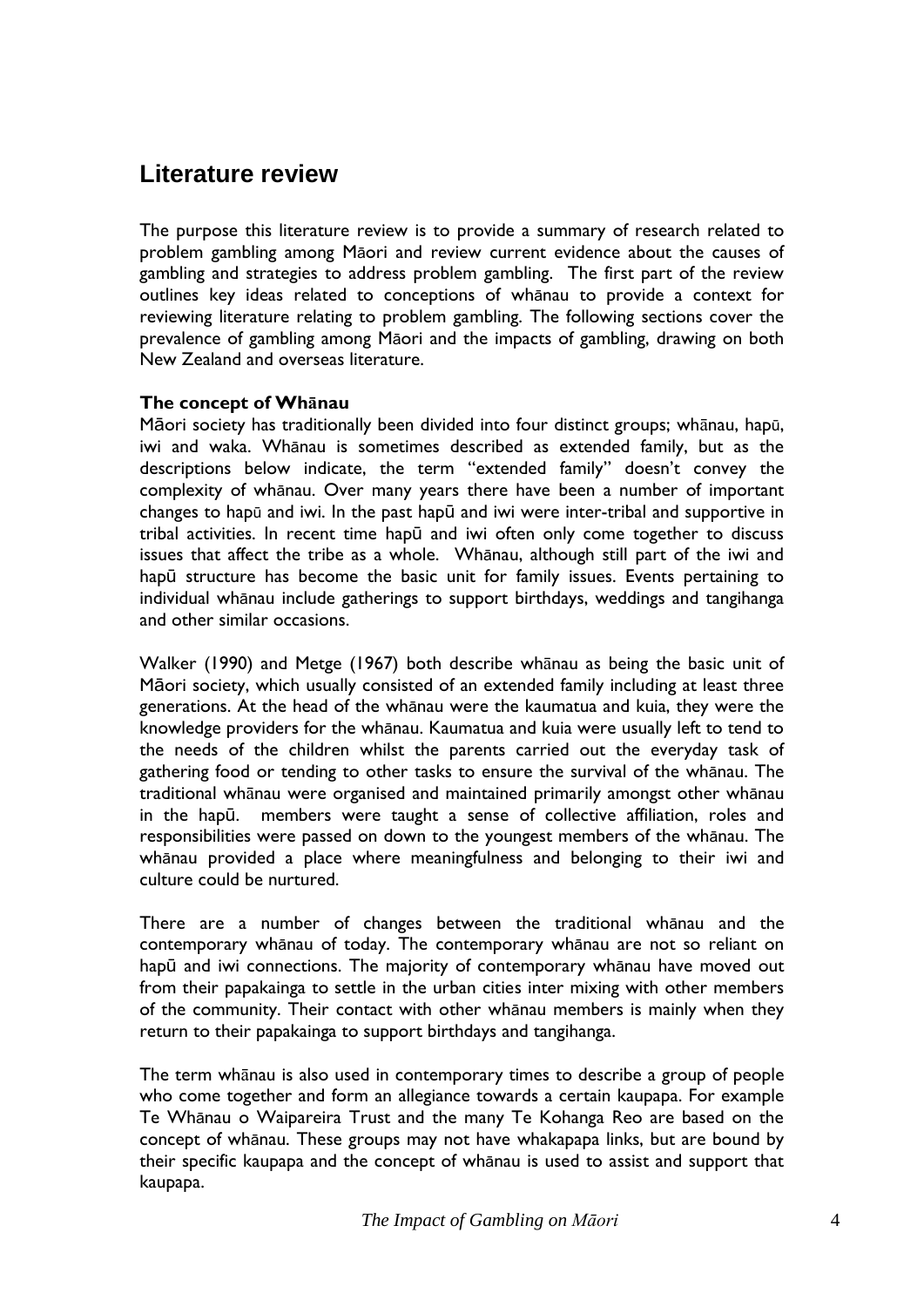## Literature review

The purpose this literature review is to provide a summary of research related to problem gambling among Māori and review current evidence about the causes of gambling and strategies to address problem gambling. The first part of the review outlines key ideas related to conceptions of whānau to provide a context for reviewing literature relating to problem gambling. The following sections cover the prevalence of gambling among Māori and the impacts of gambling, drawing on both New Zealand and overseas literature.

**The concept of Whānau**

Māori society has traditionally been divided into four distinct groups; whānau, hapū, iwi and waka. Whānau is sometimes described as extended family, but as the descriptions below indicate, the term "extended family" doesn't convey the complexity of whānau. Over many years there have been a number of important changes to hapū and iwi. In the past hapū and iwi were inter-tribal and supportive in tribal activities. In recent time hapū and iwi often only come together to discuss issues that affect the tribe as a whole. Whānau, although still part of the iwi and hapū structure has become the basic unit for family issues. Events pertaining to individual whānau include gatherings to support birthdays, weddings and tangihanga and other similar occasions.

Walker (1990) and Metge (1967) both describe whānau as being the basic unit of Māori society, which usually consisted of an extended family including at least three generations. At the head of the whānau were the kaumatua and kuia, they were the knowledge providers for the whānau. Kaumatua and kuia were usually left to tend to the needs of the children whilst the parents carried out the everyday task of gathering food or tending to other tasks to ensure the survival of the whānau. The traditional whānau were organised and maintained primarily amongst other whānau in the hapū. members were taught a sense of collective affiliation, roles and responsibilities were passed on down to the youngest members of the whānau. The whānau provided a place where meaningfulness and belonging to their iwi and culture could be nurtured.

There are a number of changes between the traditional whānau and the contemporary whānau of today. The contemporary whānau are not so reliant on hapū and iwi connections. The majority of contemporary whānau have moved out from their papakainga to settle in the urban cities inter mixing with other members of the community. Their contact with other whānau members is mainly when they return to their papakainga to support birthdays and tangihanga.

The term whānau is also used in contemporary times to describe a group of people who come together and form an allegiance towards a certain kaupapa. For example Te Whānau o Waipareira Trust and the many Te Kohanga Reo are based on the concept of whānau. These groups may not have whakapapa links, but are bound by their specific kaupapa and the concept of whānau is used to assist and support that kaupapa.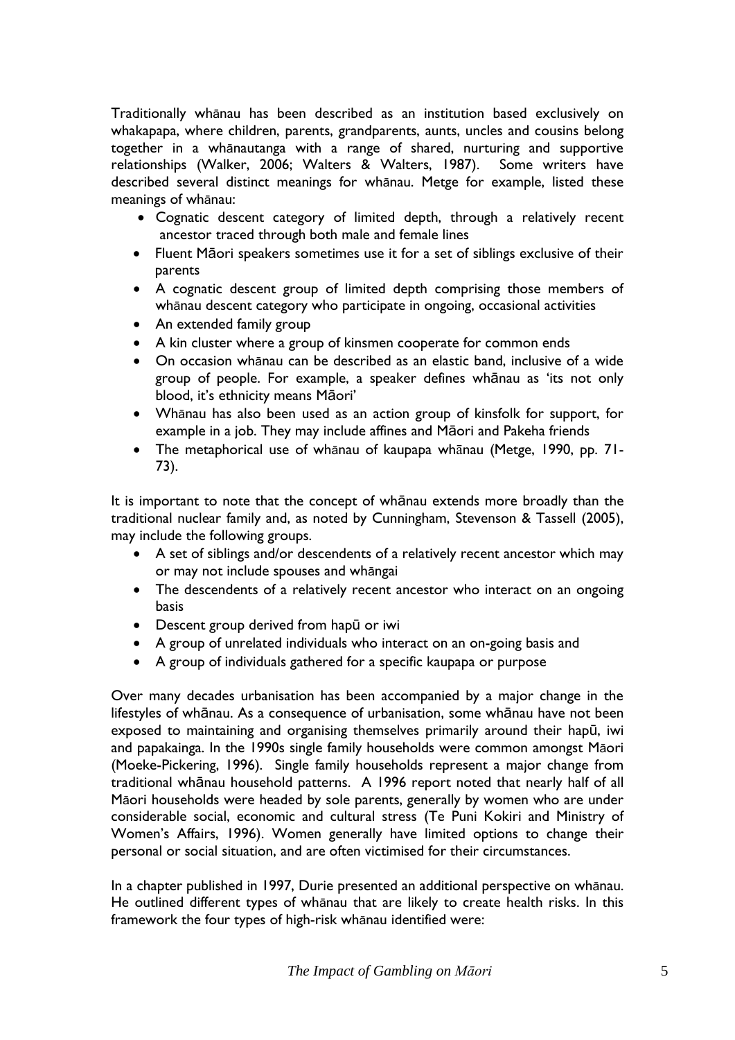Traditionally whānau has been described as an institution based exclusively on whakapapa, where children, parents, grandparents, aunts, uncles and cousins belong together in a whānautanga with a range of shared, nurturing and supportive relationships (Walker, 2006; Walters & Walters, 1987). Some writers have described several distinct meanings for whānau. Metge for example, listed these meanings of whānau:

- Cognatic descent category of limited depth, through a relatively recent ancestor traced through both male and female lines
- Fluent Māori speakers sometimes use it for a set of siblings exclusive of their parents
- A cognatic descent group of limited depth comprising those members of whānau descent category who participate in ongoing, occasional activities
- An extended family group
- A kin cluster where a group of kinsmen cooperate for common ends
- On occasion whānau can be described as an elastic band, inclusive of a wide group of people. For example, a speaker defines whānau as 'its not only blood, it's ethnicity means Māori'
- Whānau has also been used as an action group of kinsfolk for support, for example in a job. They may include affines and Māori and Pakeha friends
- The metaphorical use of whānau of kaupapa whānau (Metge, 1990, pp. 71-73).

It is important to note that the concept of whānau extends more broadly than the traditional nuclear family and, as noted by Cunningham, Stevenson & Tassell (2005), may include the following groups.

- A set of siblings and/or descendents of a relatively recent ancestor which may or may not include spouses and whāngai
- The descendents of a relatively recent ancestor who interact on an ongoing basis
- Descent group derived from hapū or iwi
- A group of unrelated individuals who interact on an on-going basis and
- A group of individuals gathered for a specific kaupapa or purpose

Over many decades urbanisation has been accompanied by a major change in the lifestyles of whānau. As a consequence of urbanisation, some whānau have not been exposed to maintaining and organising themselves primarily around their hapū, iwi and papakainga. In the 1990s single family households were common amongst Māori (Moeke-Pickering, 1996). Single family households represent a major change from traditional whānau household patterns. A 1996 report noted that nearly half of all Māori households were headed by sole parents, generally by women who are under considerable social, economic and cultural stress (Te Puni Kokiri and Ministry of Women's Affairs, 1996). Women generally have limited options to change their personal or social situation, and are often victimised for their circumstances.

In a chapter published in 1997, Durie presented an additional perspective on whānau. He outlined different types of whānau that are likely to create health risks. In this framework the four types of high-risk whānau identified were: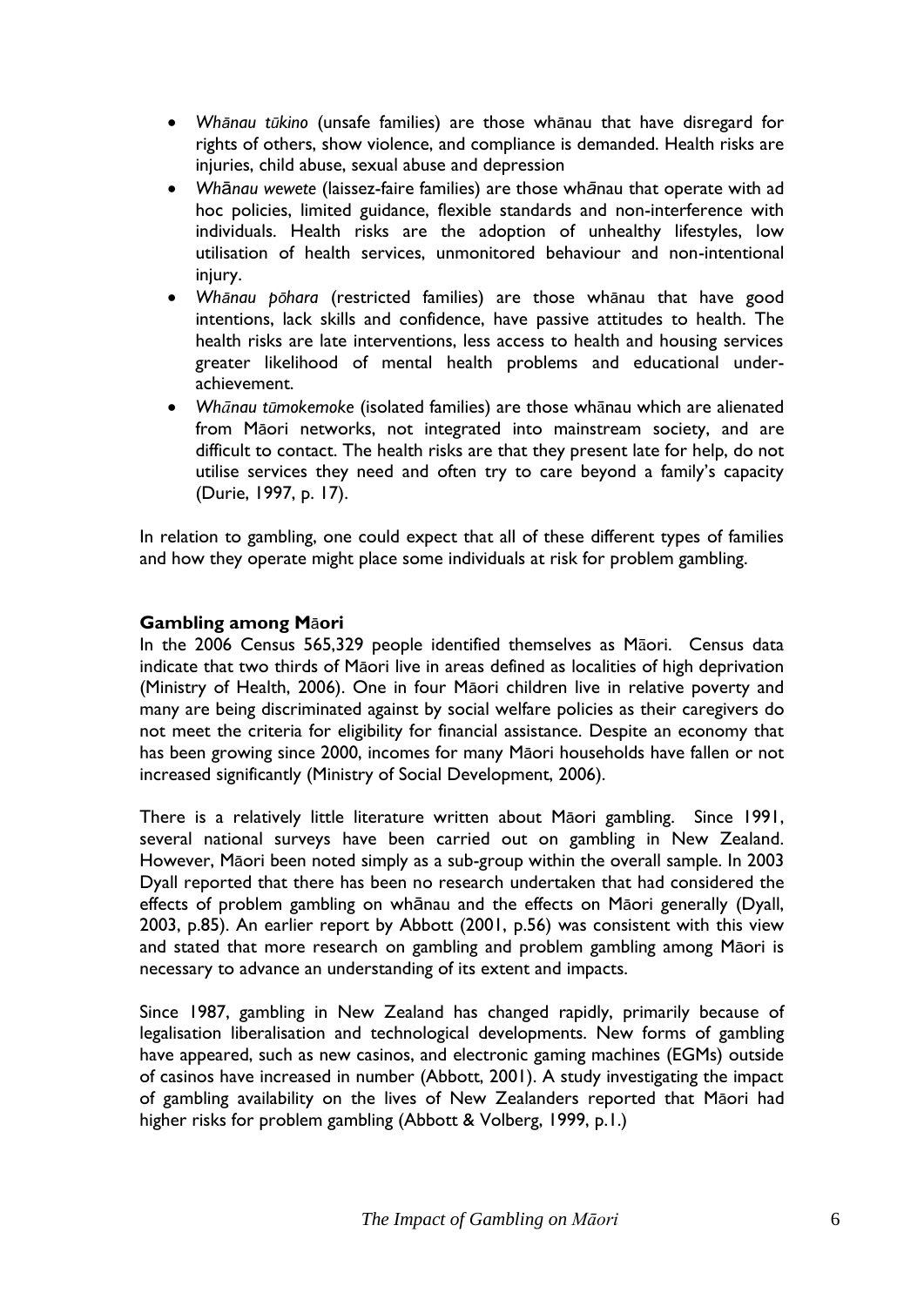- *Whānau tūkino* (unsafe families) are those whānau that have disregard for rights of others, show violence, and compliance is demanded. Health risks are injuries, child abuse, sexual abuse and depression
- *Whānau wewete* (laissez-faire families) are those whānau that operate with ad hoc policies, limited guidance, flexible standards and non-interference with individuals. Health risks are the adoption of unhealthy lifestyles, low utilisation of health services, unmonitored behaviour and non-intentional injury.
- *Whānau pōhara* (restricted families) are those whānau that have good intentions, lack skills and confidence, have passive attitudes to health. The health risks are late interventions, less access to health and housing services greater likelihood of mental health problems and educational under-achievement.
- *Whānau tūmokemoke* (isolated families) are those whānau which are alienated from Māori networks, not integrated into mainstream society, and are difficult to contact. The health risks are that they present late for help, do not utilise services they need and often try to care beyond a family's capacity (Durie, 1997, p. 17).

In relation to gambling, one could expect that all of these different types of families and how they operate might place some individuals at risk for problem gambling.

**Gambling among Māori**

In the 2006 Census 565,329 people identified themselves as Māori. Census data indicate that two thirds of Māori live in areas defined as localities of high deprivation (Ministry of Health, 2006). One in four Māori children live in relative poverty and many are being discriminated against by social welfare policies as their caregivers do not meet the criteria for eligibility for financial assistance. Despite an economy that has been growing since 2000, incomes for many Māori households have fallen or not increased significantly (Ministry of Social Development, 2006).

There is a relatively little literature written about Māori gambling. Since 1991, several national surveys have been carried out on gambling in New Zealand. However, Māori been noted simply as a sub-group within the overall sample. In 2003 Dyall reported that there has been no research undertaken that had considered the effects of problem gambling on whānau and the effects on Māori generally (Dyall, 2003, p.85). An earlier report by Abbott (2001, p.56) was consistent with this view and stated that more research on gambling and problem gambling among Māori is necessary to advance an understanding of its extent and impacts.

Since 1987, gambling in New Zealand has changed rapidly, primarily because of legalisation liberalisation and technological developments. New forms of gambling have appeared, such as new casinos, and electronic gaming machines (EGMs) outside of casinos have increased in number (Abbott, 2001). A study investigating the impact of gambling availability on the lives of New Zealanders reported that Māori had higher risks for problem gambling (Abbott & Volberg, 1999, p.1.)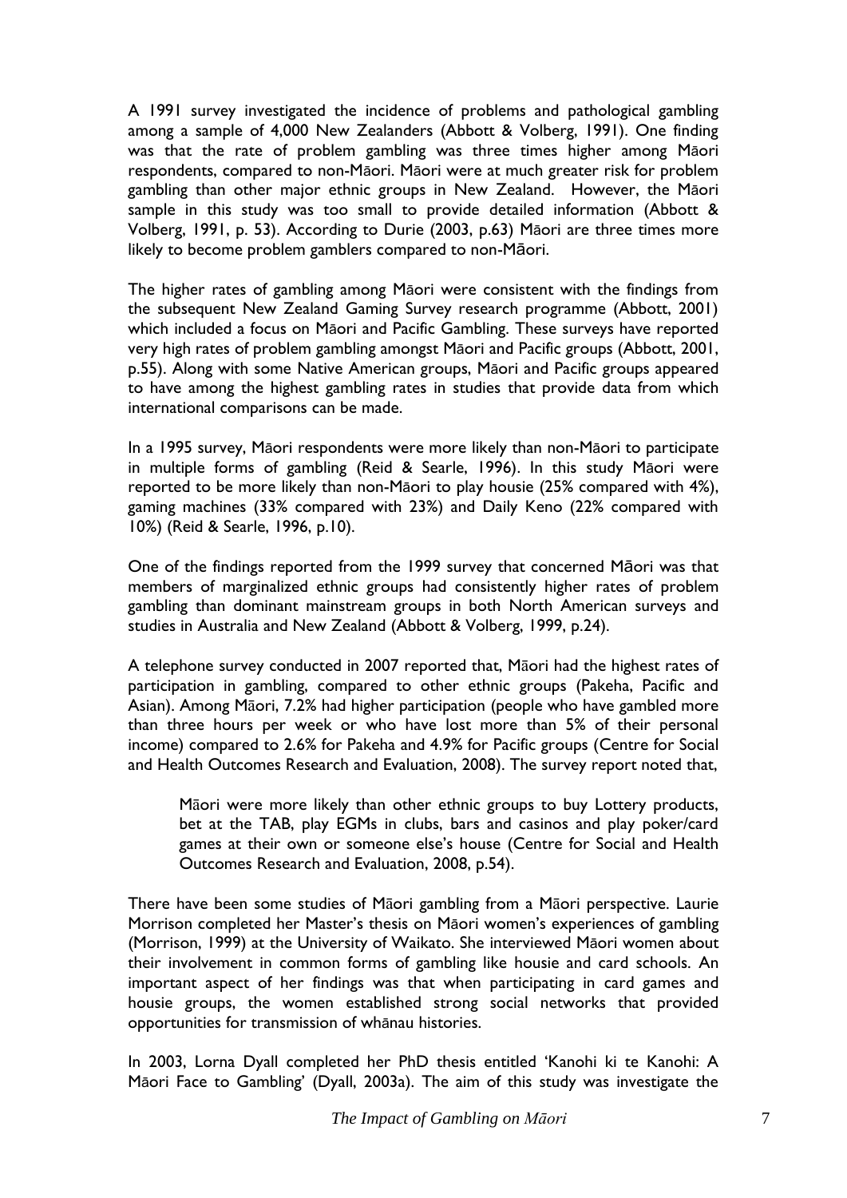A 1991 survey investigated the incidence of problems and pathological gambling among a sample of 4,000 New Zealanders (Abbott & Volberg, 1991). One finding was that the rate of problem gambling was three times higher among Māori respondents, compared to non-Māori. Māori were at much greater risk for problem gambling than other major ethnic groups in New Zealand. However, the Māori sample in this study was too small to provide detailed information (Abbott & Volberg, 1991, p. 53). According to Durie (2003, p.63) Māori are three times more likely to become problem gamblers compared to non-Māori.

The higher rates of gambling among Māori were consistent with the findings from the subsequent New Zealand Gaming Survey research programme (Abbott, 2001) which included a focus on Māori and Pacific Gambling. These surveys have reported very high rates of problem gambling amongst Māori and Pacific groups (Abbott, 2001, p.55). Along with some Native American groups, Māori and Pacific groups appeared to have among the highest gambling rates in studies that provide data from which international comparisons can be made.

In a 1995 survey, Māori respondents were more likely than non-Māori to participate in multiple forms of gambling (Reid & Searle, 1996). In this study Māori were reported to be more likely than non-Māori to play housie (25% compared with 4%), gaming machines (33% compared with 23%) and Daily Keno (22% compared with 10%) (Reid & Searle, 1996, p.10).

One of the findings reported from the 1999 survey that concerned Māori was that members of marginalized ethnic groups had consistently higher rates of problem gambling than dominant mainstream groups in both North American surveys and studies in Australia and New Zealand (Abbott & Volberg, 1999, p.24).

A telephone survey conducted in 2007 reported that, Māori had the highest rates of participation in gambling, compared to other ethnic groups (Pakeha, Pacific and Asian). Among Māori, 7.2% had higher participation (people who have gambled more than three hours per week or who have lost more than 5% of their personal income) compared to 2.6% for Pakeha and 4.9% for Pacific groups (Centre for Social and Health Outcomes Research and Evaluation, 2008). The survey report noted that,

> Māori were more likely than other ethnic groups to buy Lottery products, bet at the TAB, play EGMs in clubs, bars and casinos and play poker/card games at their own or someone else's house (Centre for Social and Health Outcomes Research and Evaluation, 2008, p.54).

There have been some studies of Māori gambling from a Māori perspective. Laurie Morrison completed her Master's thesis on Māori women's experiences of gambling (Morrison, 1999) at the University of Waikato. She interviewed Māori women about their involvement in common forms of gambling like housie and card schools. An important aspect of her findings was that when participating in card games and housie groups, the women established strong social networks that provided opportunities for transmission of whānau histories.

In 2003, Lorna Dyall completed her PhD thesis entitled 'Kanohi ki te Kanohi: A Māori Face to Gambling' (Dyall, 2003a). The aim of this study was investigate the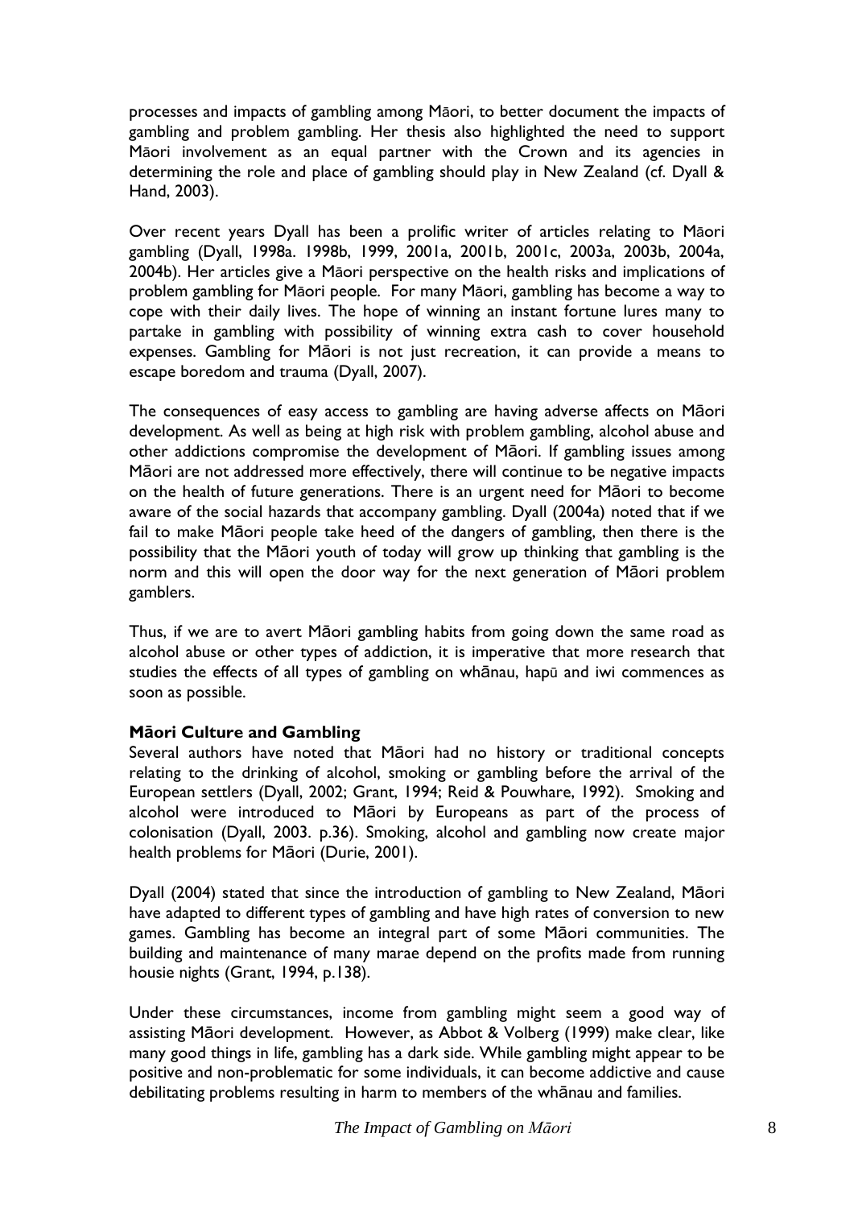processes and impacts of gambling among Māori, to better document the impacts of gambling and problem gambling. Her thesis also highlighted the need to support Māori involvement as an equal partner with the Crown and its agencies in determining the role and place of gambling should play in New Zealand (cf. Dyall & Hand, 2003).

Over recent years Dyall has been a prolific writer of articles relating to Māori gambling (Dyall, 1998a. 1998b, 1999, 2001a, 2001b, 2001c, 2003a, 2003b, 2004a, 2004b). Her articles give a Māori perspective on the health risks and implications of problem gambling for Māori people. For many Māori, gambling has become a way to cope with their daily lives. The hope of winning an instant fortune lures many to partake in gambling with possibility of winning extra cash to cover household expenses. Gambling for Māori is not just recreation, it can provide a means to escape boredom and trauma (Dyall, 2007).

The consequences of easy access to gambling are having adverse affects on Māori development. As well as being at high risk with problem gambling, alcohol abuse and other addictions compromise the development of Māori. If gambling issues among Māori are not addressed more effectively, there will continue to be negative impacts on the health of future generations. There is an urgent need for Māori to become aware of the social hazards that accompany gambling. Dyall (2004a) noted that if we fail to make Māori people take heed of the dangers of gambling, then there is the possibility that the Māori youth of today will grow up thinking that gambling is the norm and this will open the door way for the next generation of Māori problem gamblers.

Thus, if we are to avert Māori gambling habits from going down the same road as alcohol abuse or other types of addiction, it is imperative that more research that studies the effects of all types of gambling on whānau, hapū and iwi commences as soon as possible.

**Māori Culture and Gambling**

Several authors have noted that Māori had no history or traditional concepts relating to the drinking of alcohol, smoking or gambling before the arrival of the European settlers (Dyall, 2002; Grant, 1994; Reid & Pouwhare, 1992). Smoking and alcohol were introduced to Māori by Europeans as part of the process of colonisation (Dyall, 2003. p.36). Smoking, alcohol and gambling now create major health problems for Māori (Durie, 2001).

Dyall (2004) stated that since the introduction of gambling to New Zealand, Māori have adapted to different types of gambling and have high rates of conversion to new games. Gambling has become an integral part of some Māori communities. The building and maintenance of many marae depend on the profits made from running housie nights (Grant, 1994, p.138).

Under these circumstances, income from gambling might seem a good way of assisting Māori development. However, as Abbot & Volberg (1999) make clear, like many good things in life, gambling has a dark side. While gambling might appear to be positive and non-problematic for some individuals, it can become addictive and cause debilitating problems resulting in harm to members of the whānau and families.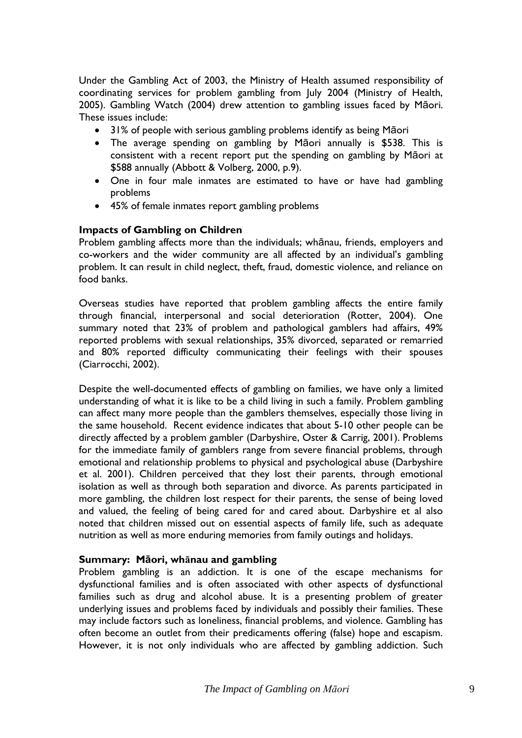Under the Gambling Act of 2003, the Ministry of Health assumed responsibility of coordinating services for problem gambling from July 2004 (Ministry of Health, 2005). Gambling Watch (2004) drew attention to gambling issues faced by Māori. These issues include:

- 31% of people with serious gambling problems identify as being Māori
- The average spending on gambling by Māori annually is $538. This is consistent with a recent report put the spending on gambling by Māori at $588 annually (Abbott & Volberg, 2000, p.9).
- One in four male inmates are estimated to have or have had gambling problems
- 45% of female inmates report gambling problems

### Impacts of Gambling on Children

Problem gambling affects more than the individuals; whānau, friends, employers and co-workers and the wider community are all affected by an individual's gambling problem. It can result in child neglect, theft, fraud, domestic violence, and reliance on food banks.

Overseas studies have reported that problem gambling affects the entire family through financial, interpersonal and social deterioration (Rotter, 2004). One summary noted that 23% of problem and pathological gamblers had affairs, 49% reported problems with sexual relationships, 35% divorced, separated or remarried and 80% reported difficulty communicating their feelings with their spouses (Ciarrocchi, 2002).

Despite the well-documented effects of gambling on families, we have only a limited understanding of what it is like to be a child living in such a family. Problem gambling can affect many more people than the gamblers themselves, especially those living in the same household. Recent evidence indicates that about 5-10 other people can be directly affected by a problem gambler (Darbyshire, Oster & Carrig, 2001). Problems for the immediate family of gamblers range from severe financial problems, through emotional and relationship problems to physical and psychological abuse (Darbyshire et al. 2001). Children perceived that they lost their parents, through emotional isolation as well as through both separation and divorce. As parents participated in more gambling, the children lost respect for their parents, the sense of being loved and valued, the feeling of being cared for and cared about. Darbyshire et al also noted that children missed out on essential aspects of family life, such as adequate nutrition as well as more enduring memories from family outings and holidays.

### Summary: Māori, whānau and gambling

Problem gambling is an addiction. It is one of the escape mechanisms for dysfunctional families and is often associated with other aspects of dysfunctional families such as drug and alcohol abuse. It is a presenting problem of greater underlying issues and problems faced by individuals and possibly their families. These may include factors such as loneliness, financial problems, and violence. Gambling has often become an outlet from their predicaments offering (false) hope and escapism. However, it is not only individuals who are affected by gambling addiction. Such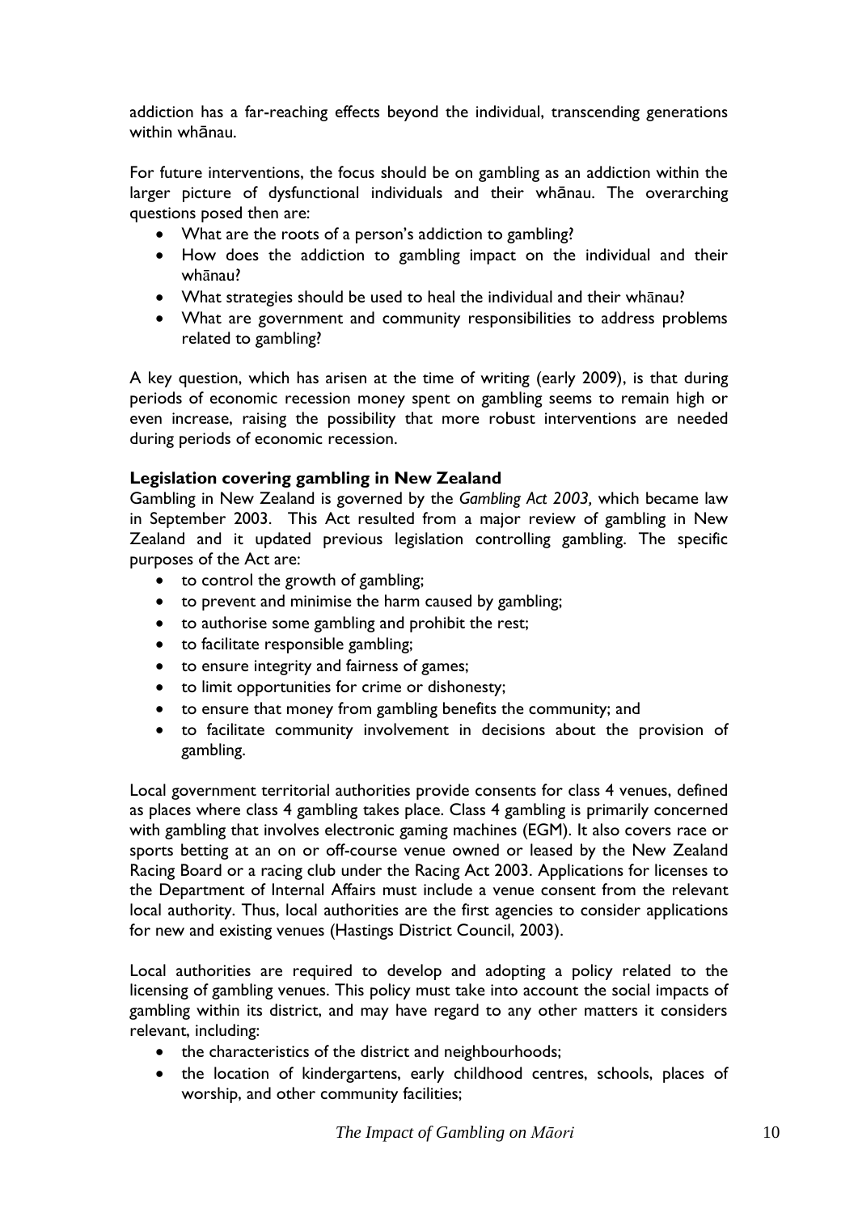addiction has a far-reaching effects beyond the individual, transcending generations within whānau.

For future interventions, the focus should be on gambling as an addiction within the larger picture of dysfunctional individuals and their whānau. The overarching questions posed then are:

- What are the roots of a person's addiction to gambling?
- How does the addiction to gambling impact on the individual and their whānau?
- What strategies should be used to heal the individual and their whānau?
- What are government and community responsibilities to address problems related to gambling?

A key question, which has arisen at the time of writing (early 2009), is that during periods of economic recession money spent on gambling seems to remain high or even increase, raising the possibility that more robust interventions are needed during periods of economic recession.

**Legislation covering gambling in New Zealand**

Gambling in New Zealand is governed by the *Gambling Act 2003,* which became law in September 2003. This Act resulted from a major review of gambling in New Zealand and it updated previous legislation controlling gambling. The specific purposes of the Act are:

- to control the growth of gambling;
- to prevent and minimise the harm caused by gambling;
- to authorise some gambling and prohibit the rest;
- to facilitate responsible gambling;
- to ensure integrity and fairness of games;
- to limit opportunities for crime or dishonesty;
- to ensure that money from gambling benefits the community; and
- to facilitate community involvement in decisions about the provision of gambling.

Local government territorial authorities provide consents for class 4 venues, defined as places where class 4 gambling takes place. Class 4 gambling is primarily concerned with gambling that involves electronic gaming machines (EGM). It also covers race or sports betting at an on or off-course venue owned or leased by the New Zealand Racing Board or a racing club under the Racing Act 2003. Applications for licenses to the Department of Internal Affairs must include a venue consent from the relevant local authority. Thus, local authorities are the first agencies to consider applications for new and existing venues (Hastings District Council, 2003).

Local authorities are required to develop and adopting a policy related to the licensing of gambling venues. This policy must take into account the social impacts of gambling within its district, and may have regard to any other matters it considers relevant, including:

- the characteristics of the district and neighbourhoods;
- the location of kindergartens, early childhood centres, schools, places of worship, and other community facilities;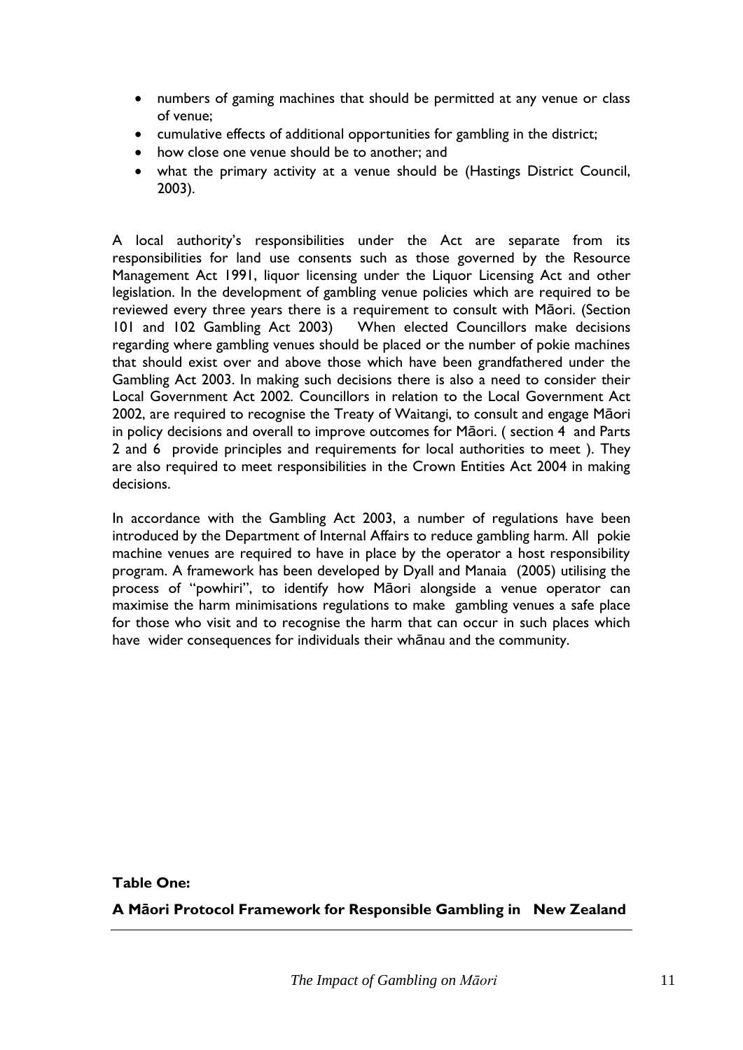- numbers of gaming machines that should be permitted at any venue or class of venue;
- cumulative effects of additional opportunities for gambling in the district;
- how close one venue should be to another; and
- what the primary activity at a venue should be (Hastings District Council, 2003).

A local authority's responsibilities under the Act are separate from its responsibilities for land use consents such as those governed by the Resource Management Act 1991, liquor licensing under the Liquor Licensing Act and other legislation. In the development of gambling venue policies which are required to be reviewed every three years there is a requirement to consult with Māori. (Section 101 and 102 Gambling Act 2003) When elected Councillors make decisions regarding where gambling venues should be placed or the number of pokie machines that should exist over and above those which have been grandfathered under the Gambling Act 2003. In making such decisions there is also a need to consider their Local Government Act 2002. Councillors in relation to the Local Government Act 2002, are required to recognise the Treaty of Waitangi, to consult and engage Māori in policy decisions and overall to improve outcomes for Māori. ( section 4 and Parts 2 and 6 provide principles and requirements for local authorities to meet ). They are also required to meet responsibilities in the Crown Entities Act 2004 in making decisions.

In accordance with the Gambling Act 2003, a number of regulations have been introduced by the Department of Internal Affairs to reduce gambling harm. All pokie machine venues are required to have in place by the operator a host responsibility program. A framework has been developed by Dyall and Manaia (2005) utilising the process of "powhiri", to identify how Māori alongside a venue operator can maximise the harm minimisations regulations to make gambling venues a safe place for those who visit and to recognise the harm that can occur in such places which have wider consequences for individuals their whānau and the community.

**Table One:**

**A Māori Protocol Framework for Responsible Gambling in New Zealand**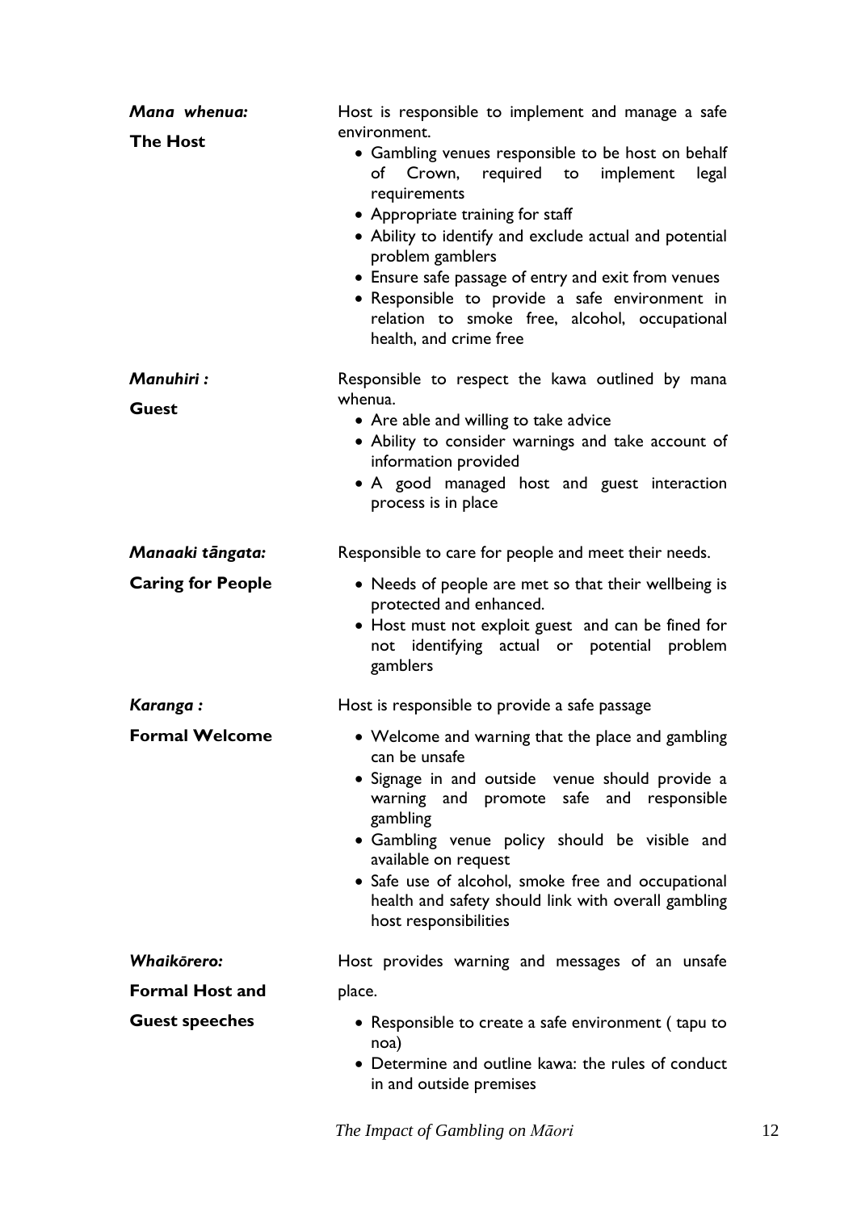| | |
|---|---|
| ***Mana whenua:*** **The Host** | Host is responsible to implement and manage a safe environment. <br>• Gambling venues responsible to be host on behalf of Crown, required to implement legal requirements <br>• Appropriate training for staff <br>• Ability to identify and exclude actual and potential problem gamblers <br>• Ensure safe passage of entry and exit from venues <br>• Responsible to provide a safe environment in relation to smoke free, alcohol, occupational health, and crime free |
| ***Manuhiri :*** **Guest** | Responsible to respect the kawa outlined by mana whenua. <br>• Are able and willing to take advice <br>• Ability to consider warnings and take account of information provided <br>• A good managed host and guest interaction process is in place |
| ***Manaaki tāngata:*** **Caring for People** | Responsible to care for people and meet their needs. <br>• Needs of people are met so that their wellbeing is protected and enhanced. <br>• Host must not exploit guest and can be fined for not identifying actual or potential problem gamblers |
| ***Karanga :*** **Formal Welcome** | Host is responsible to provide a safe passage <br>• Welcome and warning that the place and gambling can be unsafe <br>• Signage in and outside venue should provide a warning and promote safe and responsible gambling <br>• Gambling venue policy should be visible and available on request <br>• Safe use of alcohol, smoke free and occupational health and safety should link with overall gambling host responsibilities |
| ***Whaikōrero:*** **Formal Host and Guest speeches** | Host provides warning and messages of an unsafe place. <br>• Responsible to create a safe environment ( tapu to noa) <br>• Determine and outline kawa: the rules of conduct in and outside premises |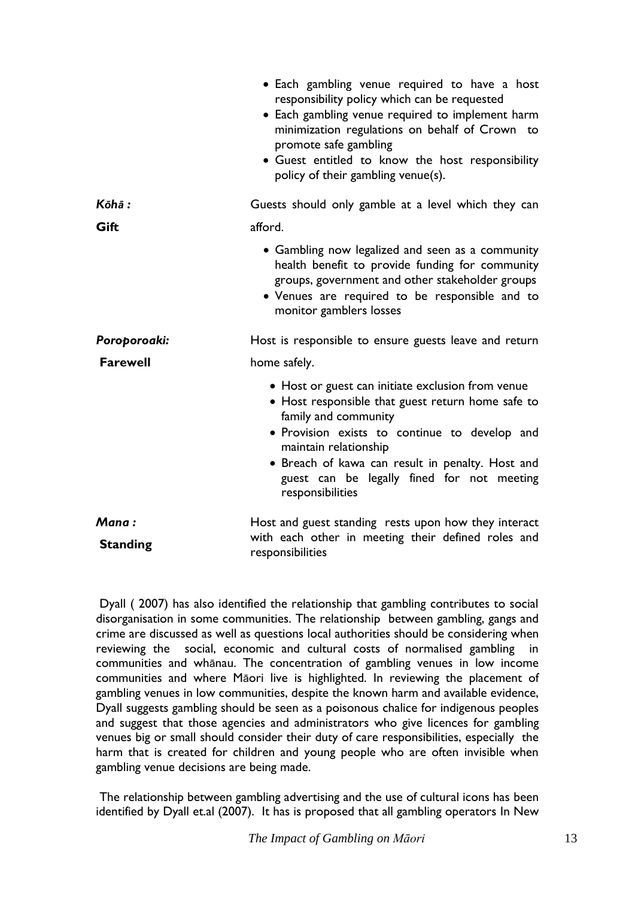| | |
|---|---|
| | • Each gambling venue required to have a host responsibility policy which can be requested<br>• Each gambling venue required to implement harm minimization regulations on behalf of Crown to promote safe gambling<br>• Guest entitled to know the host responsibility policy of their gambling venue(s). |
| ***Kōhā :*** **Gift** | Guests should only gamble at a level which they can afford.<br>• Gambling now legalized and seen as a community health benefit to provide funding for community groups, government and other stakeholder groups<br>• Venues are required to be responsible and to monitor gamblers losses |
| ***Poroporoaki:*** **Farewell** | Host is responsible to ensure guests leave and return home safely.<br>• Host or guest can initiate exclusion from venue<br>• Host responsible that guest return home safe to family and community<br>• Provision exists to continue to develop and maintain relationship<br>• Breach of kawa can result in penalty. Host and guest can be legally fined for not meeting responsibilities |
| ***Mana :*** **Standing** | Host and guest standing rests upon how they interact with each other in meeting their defined roles and responsibilities |

Dyall ( 2007) has also identified the relationship that gambling contributes to social disorganisation in some communities. The relationship between gambling, gangs and crime are discussed as well as questions local authorities should be considering when reviewing the social, economic and cultural costs of normalised gambling in communities and whānau. The concentration of gambling venues in low income communities and where Māori live is highlighted. In reviewing the placement of gambling venues in low communities, despite the known harm and available evidence, Dyall suggests gambling should be seen as a poisonous chalice for indigenous peoples and suggest that those agencies and administrators who give licences for gambling venues big or small should consider their duty of care responsibilities, especially the harm that is created for children and young people who are often invisible when gambling venue decisions are being made.

The relationship between gambling advertising and the use of cultural icons has been identified by Dyall et.al (2007). It has is proposed that all gambling operators In New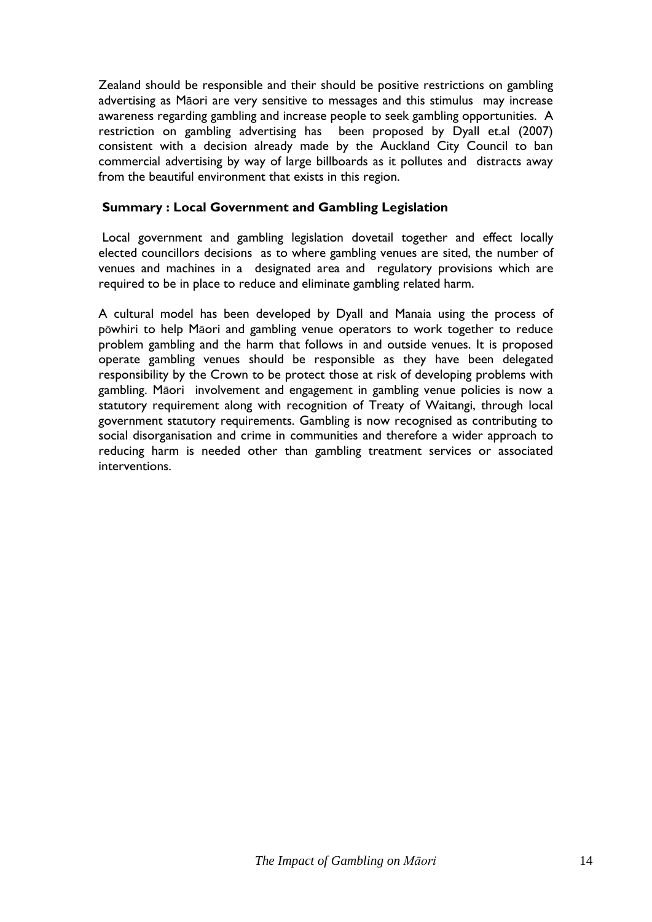Zealand should be responsible and their should be positive restrictions on gambling advertising as Māori are very sensitive to messages and this stimulus may increase awareness regarding gambling and increase people to seek gambling opportunities. A restriction on gambling advertising has been proposed by Dyall et.al (2007) consistent with a decision already made by the Auckland City Council to ban commercial advertising by way of large billboards as it pollutes and distracts away from the beautiful environment that exists in this region.

**Summary : Local Government and Gambling Legislation**

Local government and gambling legislation dovetail together and effect locally elected councillors decisions as to where gambling venues are sited, the number of venues and machines in a designated area and regulatory provisions which are required to be in place to reduce and eliminate gambling related harm.

A cultural model has been developed by Dyall and Manaia using the process of pōwhiri to help Māori and gambling venue operators to work together to reduce problem gambling and the harm that follows in and outside venues. It is proposed operate gambling venues should be responsible as they have been delegated responsibility by the Crown to be protect those at risk of developing problems with gambling. Māori involvement and engagement in gambling venue policies is now a statutory requirement along with recognition of Treaty of Waitangi, through local government statutory requirements. Gambling is now recognised as contributing to social disorganisation and crime in communities and therefore a wider approach to reducing harm is needed other than gambling treatment services or associated interventions.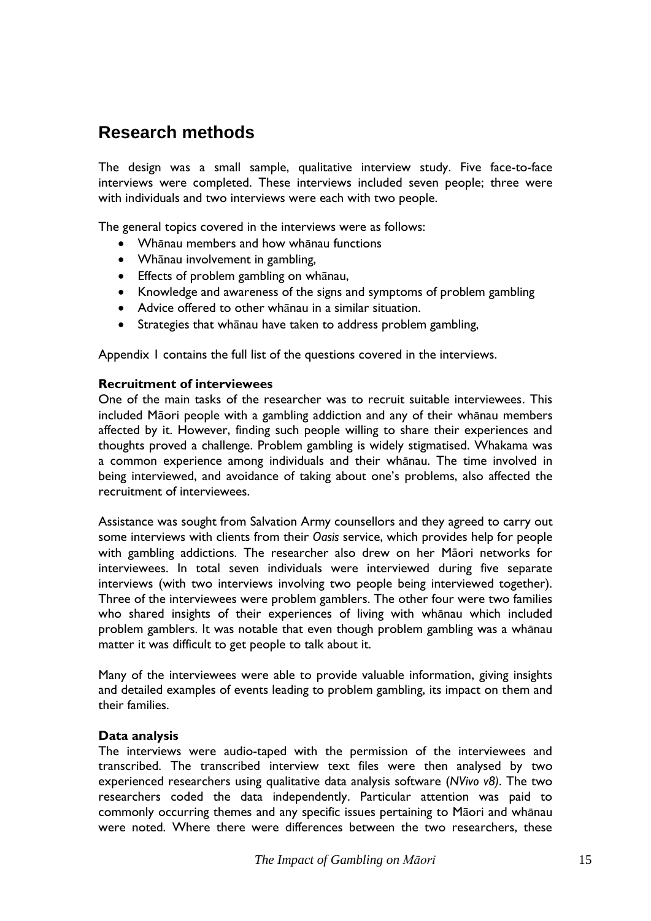## Research methods

The design was a small sample, qualitative interview study. Five face-to-face interviews were completed. These interviews included seven people; three were with individuals and two interviews were each with two people.

The general topics covered in the interviews were as follows:

- Whānau members and how whānau functions
- Whānau involvement in gambling,
- Effects of problem gambling on whānau,
- Knowledge and awareness of the signs and symptoms of problem gambling
- Advice offered to other whānau in a similar situation.
- Strategies that whānau have taken to address problem gambling,

Appendix 1 contains the full list of the questions covered in the interviews.

**Recruitment of interviewees**

One of the main tasks of the researcher was to recruit suitable interviewees. This included Māori people with a gambling addiction and any of their whānau members affected by it. However, finding such people willing to share their experiences and thoughts proved a challenge. Problem gambling is widely stigmatised. Whakama was a common experience among individuals and their whānau. The time involved in being interviewed, and avoidance of taking about one's problems, also affected the recruitment of interviewees.

Assistance was sought from Salvation Army counsellors and they agreed to carry out some interviews with clients from their *Oasis* service, which provides help for people with gambling addictions. The researcher also drew on her Māori networks for interviewees. In total seven individuals were interviewed during five separate interviews (with two interviews involving two people being interviewed together). Three of the interviewees were problem gamblers. The other four were two families who shared insights of their experiences of living with whānau which included problem gamblers. It was notable that even though problem gambling was a whānau matter it was difficult to get people to talk about it.

Many of the interviewees were able to provide valuable information, giving insights and detailed examples of events leading to problem gambling, its impact on them and their families.

**Data analysis**

The interviews were audio-taped with the permission of the interviewees and transcribed. The transcribed interview text files were then analysed by two experienced researchers using qualitative data analysis software (*NVivo v8)*. The two researchers coded the data independently. Particular attention was paid to commonly occurring themes and any specific issues pertaining to Māori and whānau were noted. Where there were differences between the two researchers, these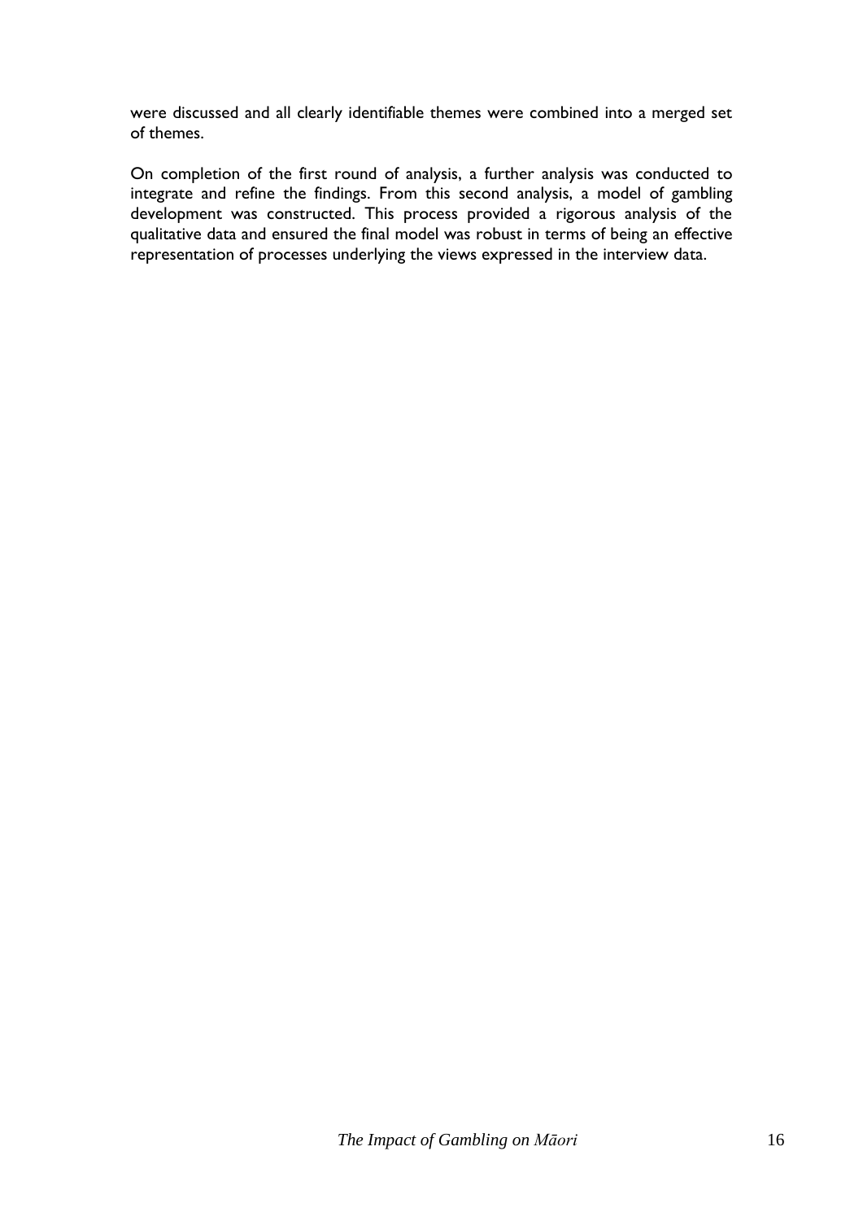were discussed and all clearly identifiable themes were combined into a merged set of themes.

On completion of the first round of analysis, a further analysis was conducted to integrate and refine the findings. From this second analysis, a model of gambling development was constructed. This process provided a rigorous analysis of the qualitative data and ensured the final model was robust in terms of being an effective representation of processes underlying the views expressed in the interview data.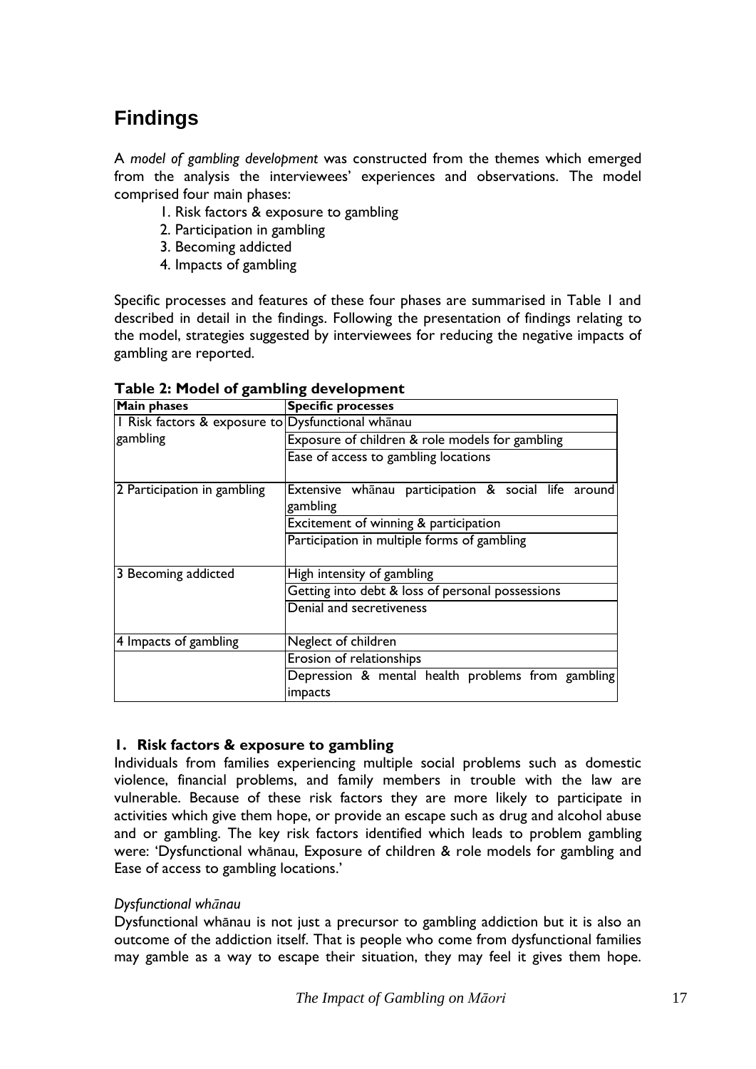# Findings

A *model of gambling development* was constructed from the themes which emerged from the analysis the interviewees' experiences and observations. The model comprised four main phases:

1. Risk factors & exposure to gambling
2. Participation in gambling
3. Becoming addicted
4. Impacts of gambling

Specific processes and features of these four phases are summarised in Table 1 and described in detail in the findings. Following the presentation of findings relating to the model, strategies suggested by interviewees for reducing the negative impacts of gambling are reported.

**Table 2: Model of gambling development**

| Main phases | Specific processes |
|---|---|
| 1 Risk factors & exposure to gambling | Dysfunctional whānau |
| | Exposure of children & role models for gambling |
| | Ease of access to gambling locations |
| 2 Participation in gambling | Extensive whānau participation & social life around gambling |
| | Excitement of winning & participation |
| | Participation in multiple forms of gambling |
| 3 Becoming addicted | High intensity of gambling |
| | Getting into debt & loss of personal possessions |
| | Denial and secretiveness |
| 4 Impacts of gambling | Neglect of children |
| | Erosion of relationships |
| | Depression & mental health problems from gambling impacts |

### 1. Risk factors & exposure to gambling

Individuals from families experiencing multiple social problems such as domestic violence, financial problems, and family members in trouble with the law are vulnerable. Because of these risk factors they are more likely to participate in activities which give them hope, or provide an escape such as drug and alcohol abuse and or gambling. The key risk factors identified which leads to problem gambling were: 'Dysfunctional whānau, Exposure of children & role models for gambling and Ease of access to gambling locations.'

*Dysfunctional whānau*

Dysfunctional whānau is not just a precursor to gambling addiction but it is also an outcome of the addiction itself. That is people who come from dysfunctional families may gamble as a way to escape their situation, they may feel it gives them hope.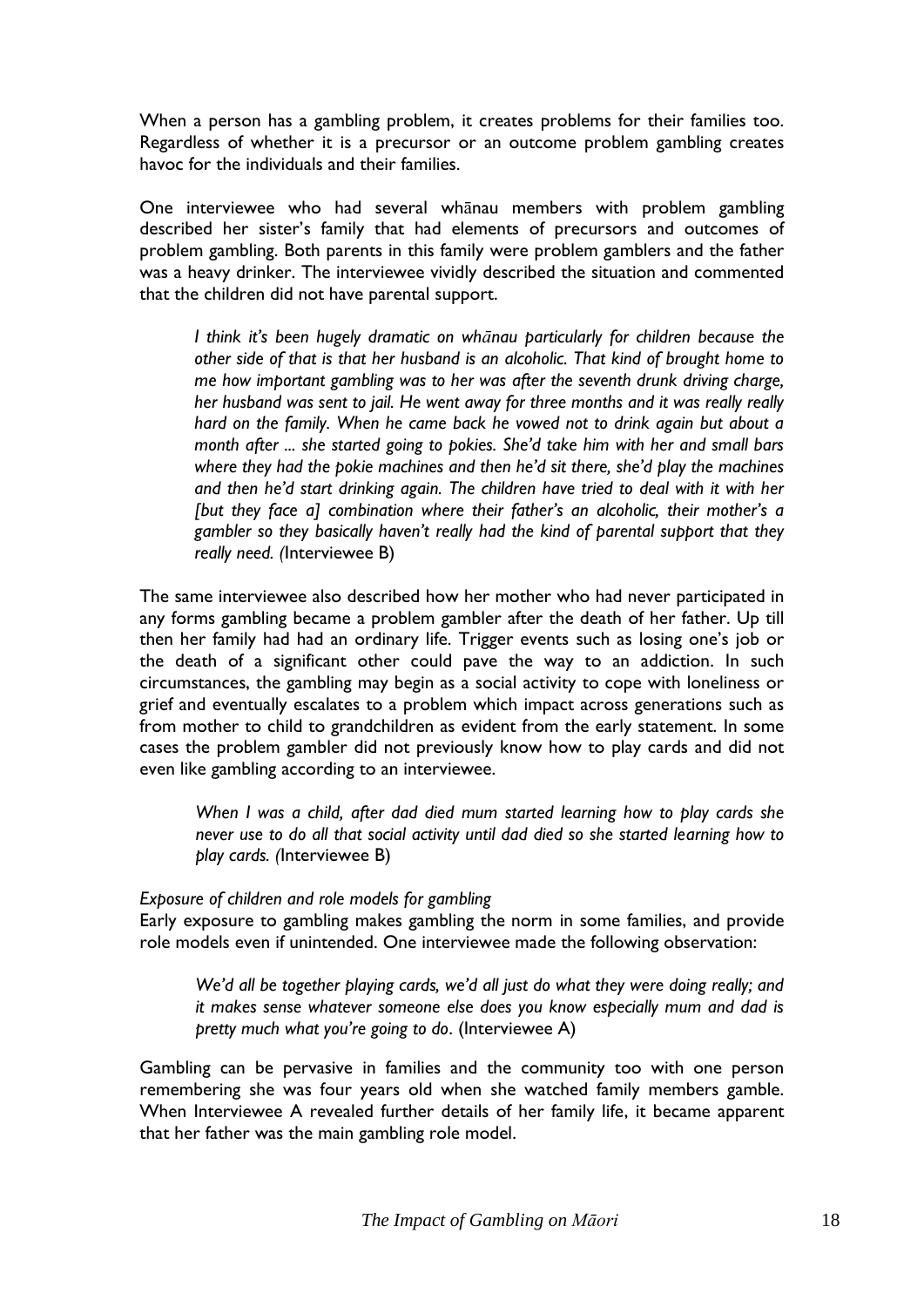When a person has a gambling problem, it creates problems for their families too. Regardless of whether it is a precursor or an outcome problem gambling creates havoc for the individuals and their families.

One interviewee who had several whānau members with problem gambling described her sister's family that had elements of precursors and outcomes of problem gambling. Both parents in this family were problem gamblers and the father was a heavy drinker. The interviewee vividly described the situation and commented that the children did not have parental support.

> *I think it's been hugely dramatic on whānau particularly for children because the other side of that is that her husband is an alcoholic. That kind of brought home to me how important gambling was to her was after the seventh drunk driving charge, her husband was sent to jail. He went away for three months and it was really really hard on the family. When he came back he vowed not to drink again but about a month after ... she started going to pokies. She'd take him with her and small bars where they had the pokie machines and then he'd sit there, she'd play the machines and then he'd start drinking again. The children have tried to deal with it with her [but they face a] combination where their father's an alcoholic, their mother's a gambler so they basically haven't really had the kind of parental support that they really need. (*Interviewee B)

The same interviewee also described how her mother who had never participated in any forms gambling became a problem gambler after the death of her father. Up till then her family had had an ordinary life. Trigger events such as losing one's job or the death of a significant other could pave the way to an addiction. In such circumstances, the gambling may begin as a social activity to cope with loneliness or grief and eventually escalates to a problem which impact across generations such as from mother to child to grandchildren as evident from the early statement. In some cases the problem gambler did not previously know how to play cards and did not even like gambling according to an interviewee.

> *When I was a child, after dad died mum started learning how to play cards she never use to do all that social activity until dad died so she started learning how to play cards. (*Interviewee B)

*Exposure of children and role models for gambling*

Early exposure to gambling makes gambling the norm in some families, and provide role models even if unintended. One interviewee made the following observation:

> *We'd all be together playing cards, we'd all just do what they were doing really; and it makes sense whatever someone else does you know especially mum and dad is pretty much what you're going to do*. (Interviewee A)

Gambling can be pervasive in families and the community too with one person remembering she was four years old when she watched family members gamble. When Interviewee A revealed further details of her family life, it became apparent that her father was the main gambling role model.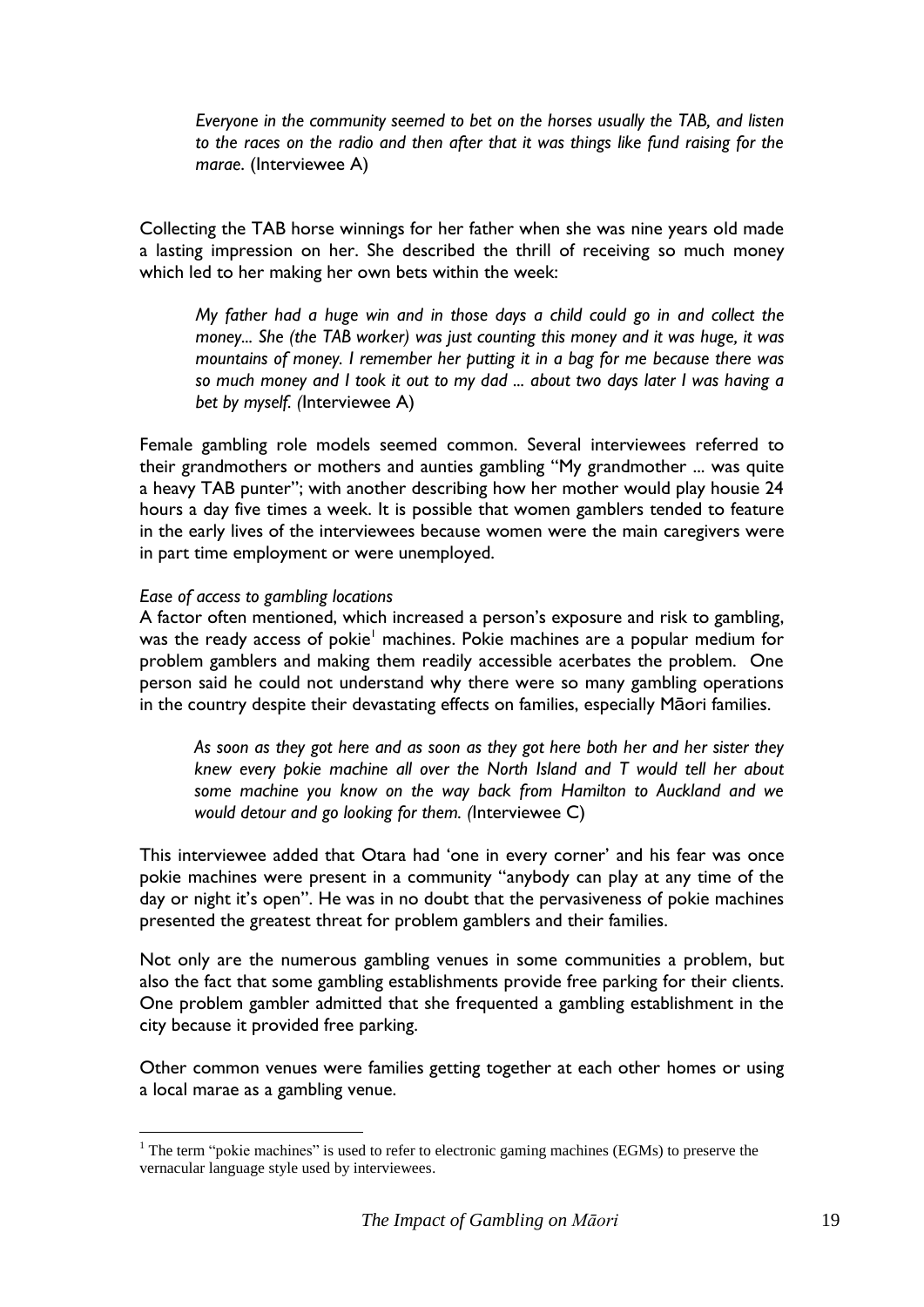> *Everyone in the community seemed to bet on the horses usually the TAB, and listen to the races on the radio and then after that it was things like fund raising for the marae.* (Interviewee A)

Collecting the TAB horse winnings for her father when she was nine years old made a lasting impression on her. She described the thrill of receiving so much money which led to her making her own bets within the week:

> *My father had a huge win and in those days a child could go in and collect the money... She (the TAB worker) was just counting this money and it was huge, it was mountains of money. I remember her putting it in a bag for me because there was so much money and I took it out to my dad ... about two days later I was having a bet by myself. (*Interviewee A)

Female gambling role models seemed common. Several interviewees referred to their grandmothers or mothers and aunties gambling "My grandmother ... was quite a heavy TAB punter"; with another describing how her mother would play housie 24 hours a day five times a week. It is possible that women gamblers tended to feature in the early lives of the interviewees because women were the main caregivers were in part time employment or were unemployed.

*Ease of access to gambling locations*

A factor often mentioned, which increased a person's exposure and risk to gambling, was the ready access of pokie[1] machines. Pokie machines are a popular medium for problem gamblers and making them readily accessible acerbates the problem. One person said he could not understand why there were so many gambling operations in the country despite their devastating effects on families, especially Māori families.

> *As soon as they got here and as soon as they got here both her and her sister they knew every pokie machine all over the North Island and T would tell her about some machine you know on the way back from Hamilton to Auckland and we would detour and go looking for them. (*Interviewee C)

This interviewee added that Otara had 'one in every corner' and his fear was once pokie machines were present in a community "anybody can play at any time of the day or night it's open". He was in no doubt that the pervasiveness of pokie machines presented the greatest threat for problem gamblers and their families.

Not only are the numerous gambling venues in some communities a problem, but also the fact that some gambling establishments provide free parking for their clients. One problem gambler admitted that she frequented a gambling establishment in the city because it provided free parking.

Other common venues were families getting together at each other homes or using a local marae as a gambling venue.

[1] The term "pokie machines" is used to refer to electronic gaming machines (EGMs) to preserve the vernacular language style used by interviewees.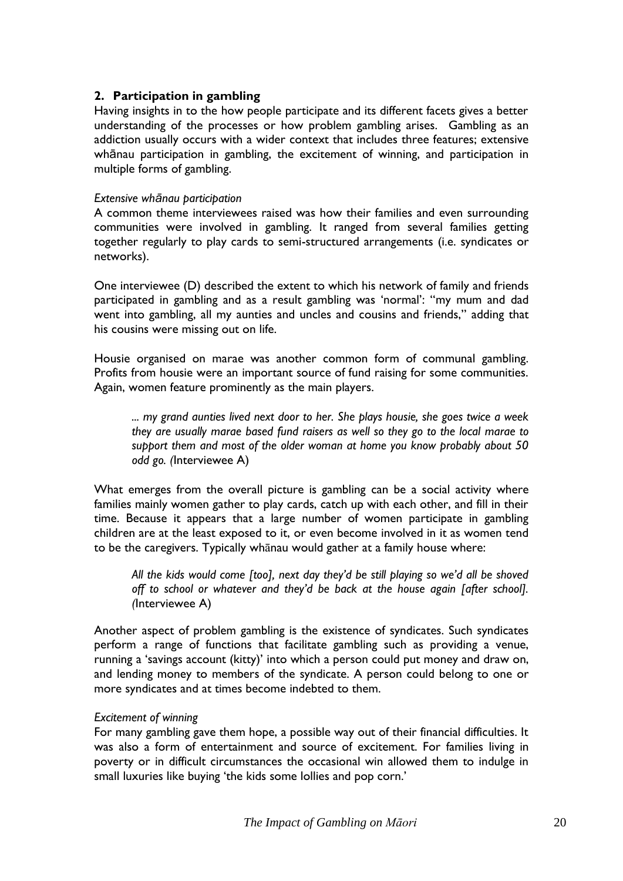## 2. Participation in gambling

Having insights in to the how people participate and its different facets gives a better understanding of the processes or how problem gambling arises. Gambling as an addiction usually occurs with a wider context that includes three features; extensive whānau participation in gambling, the excitement of winning, and participation in multiple forms of gambling.

*Extensive whānau participation*

A common theme interviewees raised was how their families and even surrounding communities were involved in gambling. It ranged from several families getting together regularly to play cards to semi-structured arrangements (i.e. syndicates or networks).

One interviewee (D) described the extent to which his network of family and friends participated in gambling and as a result gambling was 'normal': "my mum and dad went into gambling, all my aunties and uncles and cousins and friends," adding that his cousins were missing out on life.

Housie organised on marae was another common form of communal gambling. Profits from housie were an important source of fund raising for some communities. Again, women feature prominently as the main players.

> *... my grand aunties lived next door to her. She plays housie, she goes twice a week they are usually marae based fund raisers as well so they go to the local marae to support them and most of the older woman at home you know probably about 50 odd go. (*Interviewee A)

What emerges from the overall picture is gambling can be a social activity where families mainly women gather to play cards, catch up with each other, and fill in their time. Because it appears that a large number of women participate in gambling children are at the least exposed to it, or even become involved in it as women tend to be the caregivers. Typically whānau would gather at a family house where:

> *All the kids would come [too], next day they'd be still playing so we'd all be shoved off to school or whatever and they'd be back at the house again [after school]. (*Interviewee A)

Another aspect of problem gambling is the existence of syndicates. Such syndicates perform a range of functions that facilitate gambling such as providing a venue, running a 'savings account (kitty)' into which a person could put money and draw on, and lending money to members of the syndicate. A person could belong to one or more syndicates and at times become indebted to them.

*Excitement of winning*

For many gambling gave them hope, a possible way out of their financial difficulties. It was also a form of entertainment and source of excitement. For families living in poverty or in difficult circumstances the occasional win allowed them to indulge in small luxuries like buying 'the kids some lollies and pop corn.'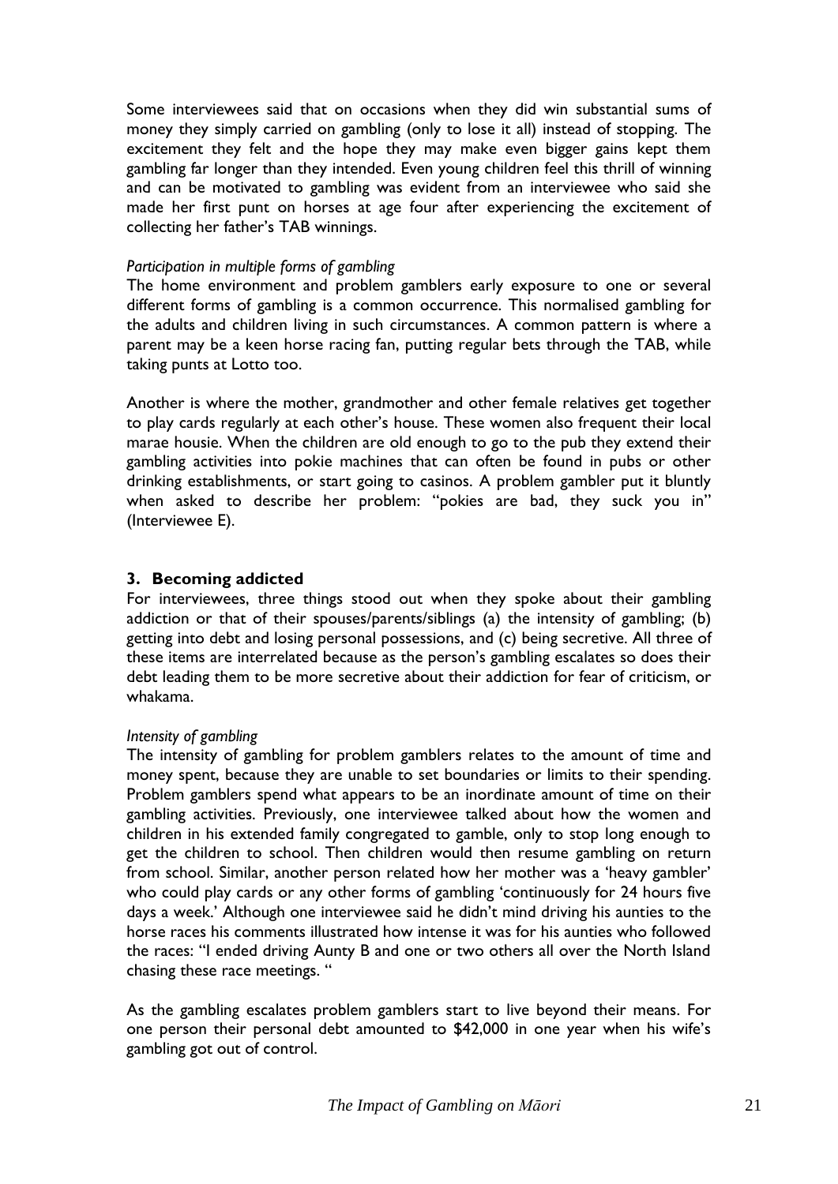Some interviewees said that on occasions when they did win substantial sums of money they simply carried on gambling (only to lose it all) instead of stopping. The excitement they felt and the hope they may make even bigger gains kept them gambling far longer than they intended. Even young children feel this thrill of winning and can be motivated to gambling was evident from an interviewee who said she made her first punt on horses at age four after experiencing the excitement of collecting her father's TAB winnings.

*Participation in multiple forms of gambling*

The home environment and problem gamblers early exposure to one or several different forms of gambling is a common occurrence. This normalised gambling for the adults and children living in such circumstances. A common pattern is where a parent may be a keen horse racing fan, putting regular bets through the TAB, while taking punts at Lotto too.

Another is where the mother, grandmother and other female relatives get together to play cards regularly at each other's house. These women also frequent their local marae housie. When the children are old enough to go to the pub they extend their gambling activities into pokie machines that can often be found in pubs or other drinking establishments, or start going to casinos. A problem gambler put it bluntly when asked to describe her problem: "pokies are bad, they suck you in" (Interviewee E).

## 3. Becoming addicted

For interviewees, three things stood out when they spoke about their gambling addiction or that of their spouses/parents/siblings (a) the intensity of gambling; (b) getting into debt and losing personal possessions, and (c) being secretive. All three of these items are interrelated because as the person's gambling escalates so does their debt leading them to be more secretive about their addiction for fear of criticism, or whakama.

*Intensity of gambling*

The intensity of gambling for problem gamblers relates to the amount of time and money spent, because they are unable to set boundaries or limits to their spending. Problem gamblers spend what appears to be an inordinate amount of time on their gambling activities. Previously, one interviewee talked about how the women and children in his extended family congregated to gamble, only to stop long enough to get the children to school. Then children would then resume gambling on return from school. Similar, another person related how her mother was a 'heavy gambler' who could play cards or any other forms of gambling 'continuously for 24 hours five days a week.' Although one interviewee said he didn't mind driving his aunties to the horse races his comments illustrated how intense it was for his aunties who followed the races: "I ended driving Aunty B and one or two others all over the North Island chasing these race meetings. "

As the gambling escalates problem gamblers start to live beyond their means. For one person their personal debt amounted to $42,000 in one year when his wife's gambling got out of control.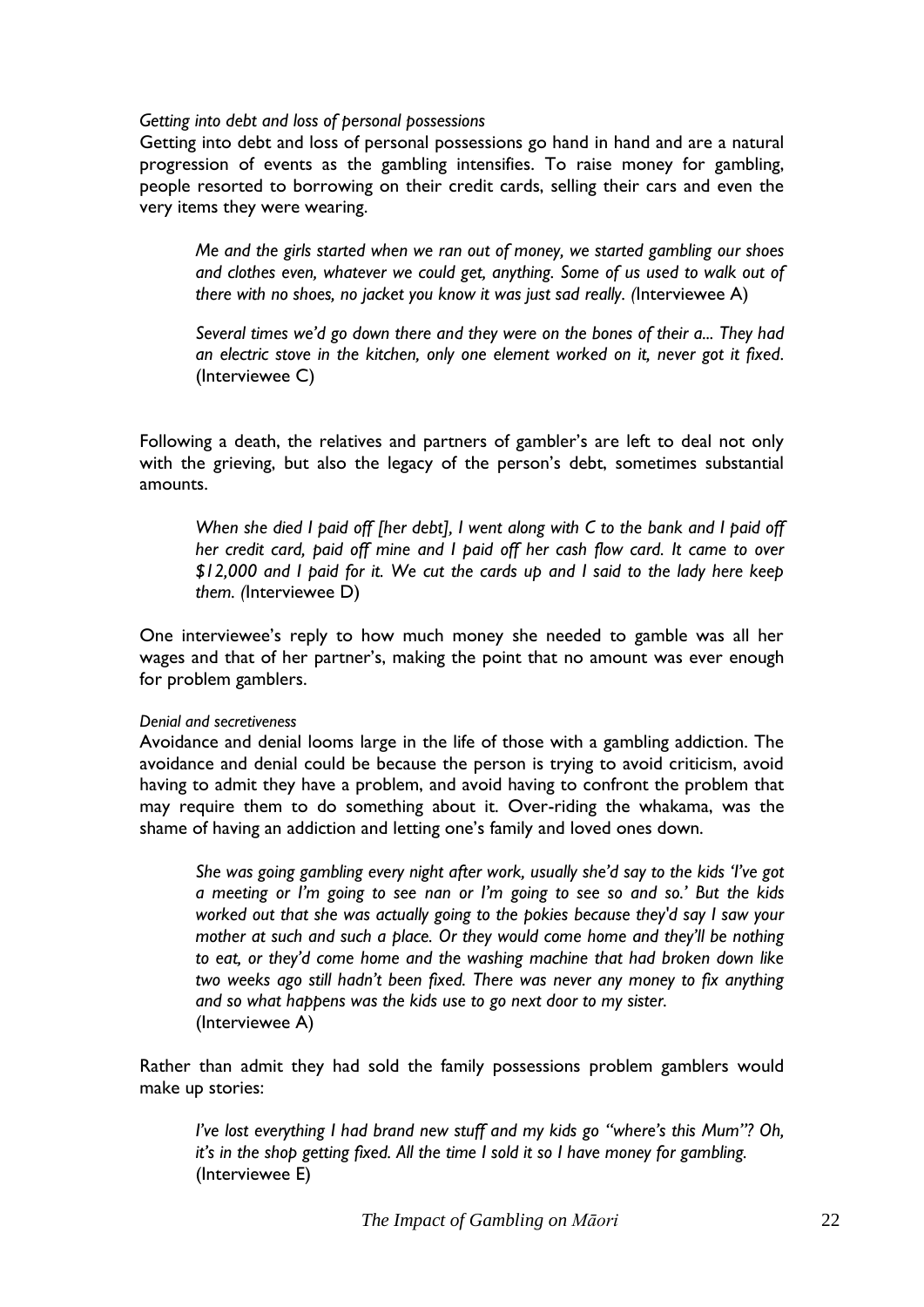*Getting into debt and loss of personal possessions*

Getting into debt and loss of personal possessions go hand in hand and are a natural progression of events as the gambling intensifies. To raise money for gambling, people resorted to borrowing on their credit cards, selling their cars and even the very items they were wearing.

> *Me and the girls started when we ran out of money, we started gambling our shoes and clothes even, whatever we could get, anything. Some of us used to walk out of there with no shoes, no jacket you know it was just sad really. (*Interviewee A)

> *Several times we'd go down there and they were on the bones of their a... They had an electric stove in the kitchen, only one element worked on it, never got it fixed*. (Interviewee C)

Following a death, the relatives and partners of gambler's are left to deal not only with the grieving, but also the legacy of the person's debt, sometimes substantial amounts.

> *When she died I paid off [her debt], I went along with C to the bank and I paid off her credit card, paid off mine and I paid off her cash flow card. It came to over $12,000 and I paid for it. We cut the cards up and I said to the lady here keep them. (*Interviewee D)

One interviewee's reply to how much money she needed to gamble was all her wages and that of her partner's, making the point that no amount was ever enough for problem gamblers.

*Denial and secretiveness*

Avoidance and denial looms large in the life of those with a gambling addiction. The avoidance and denial could be because the person is trying to avoid criticism, avoid having to admit they have a problem, and avoid having to confront the problem that may require them to do something about it. Over-riding the whakama, was the shame of having an addiction and letting one's family and loved ones down.

> *She was going gambling every night after work, usually she'd say to the kids 'I've got a meeting or I'm going to see nan or I'm going to see so and so.' But the kids worked out that she was actually going to the pokies because they'd say I saw your mother at such and such a place. Or they would come home and they'll be nothing to eat, or they'd come home and the washing machine that had broken down like two weeks ago still hadn't been fixed. There was never any money to fix anything and so what happens was the kids use to go next door to my sister.*
> (Interviewee A)

Rather than admit they had sold the family possessions problem gamblers would make up stories:

> *I've lost everything I had brand new stuff and my kids go "where's this Mum"? Oh, it's in the shop getting fixed. All the time I sold it so I have money for gambling.*
> (Interviewee E)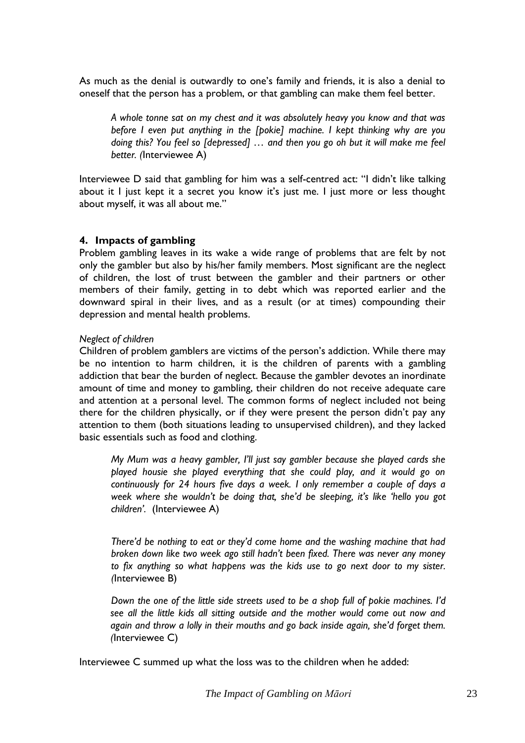As much as the denial is outwardly to one's family and friends, it is also a denial to oneself that the person has a problem, or that gambling can make them feel better.

> *A whole tonne sat on my chest and it was absolutely heavy you know and that was before I even put anything in the [pokie] machine. I kept thinking why are you doing this? You feel so [depressed] … and then you go oh but it will make me feel better. (*Interviewee A)

Interviewee D said that gambling for him was a self-centred act: "I didn't like talking about it I just kept it a secret you know it's just me. I just more or less thought about myself, it was all about me."

## 4. Impacts of gambling

Problem gambling leaves in its wake a wide range of problems that are felt by not only the gambler but also by his/her family members. Most significant are the neglect of children, the lost of trust between the gambler and their partners or other members of their family, getting in to debt which was reported earlier and the downward spiral in their lives, and as a result (or at times) compounding their depression and mental health problems.

*Neglect of children*

Children of problem gamblers are victims of the person's addiction. While there may be no intention to harm children, it is the children of parents with a gambling addiction that bear the burden of neglect. Because the gambler devotes an inordinate amount of time and money to gambling, their children do not receive adequate care and attention at a personal level. The common forms of neglect included not being there for the children physically, or if they were present the person didn't pay any attention to them (both situations leading to unsupervised children), and they lacked basic essentials such as food and clothing.

> *My Mum was a heavy gambler, I'll just say gambler because she played cards she played housie she played everything that she could play, and it would go on continuously for 24 hours five days a week. I only remember a couple of days a week where she wouldn't be doing that, she'd be sleeping, it's like 'hello you got children'.* (Interviewee A)

> *There'd be nothing to eat or they'd come home and the washing machine that had broken down like two week ago still hadn't been fixed. There was never any money to fix anything so what happens was the kids use to go next door to my sister. (*Interviewee B)

> *Down the one of the little side streets used to be a shop full of pokie machines. I'd see all the little kids all sitting outside and the mother would come out now and again and throw a lolly in their mouths and go back inside again, she'd forget them. (*Interviewee C)

Interviewee C summed up what the loss was to the children when he added: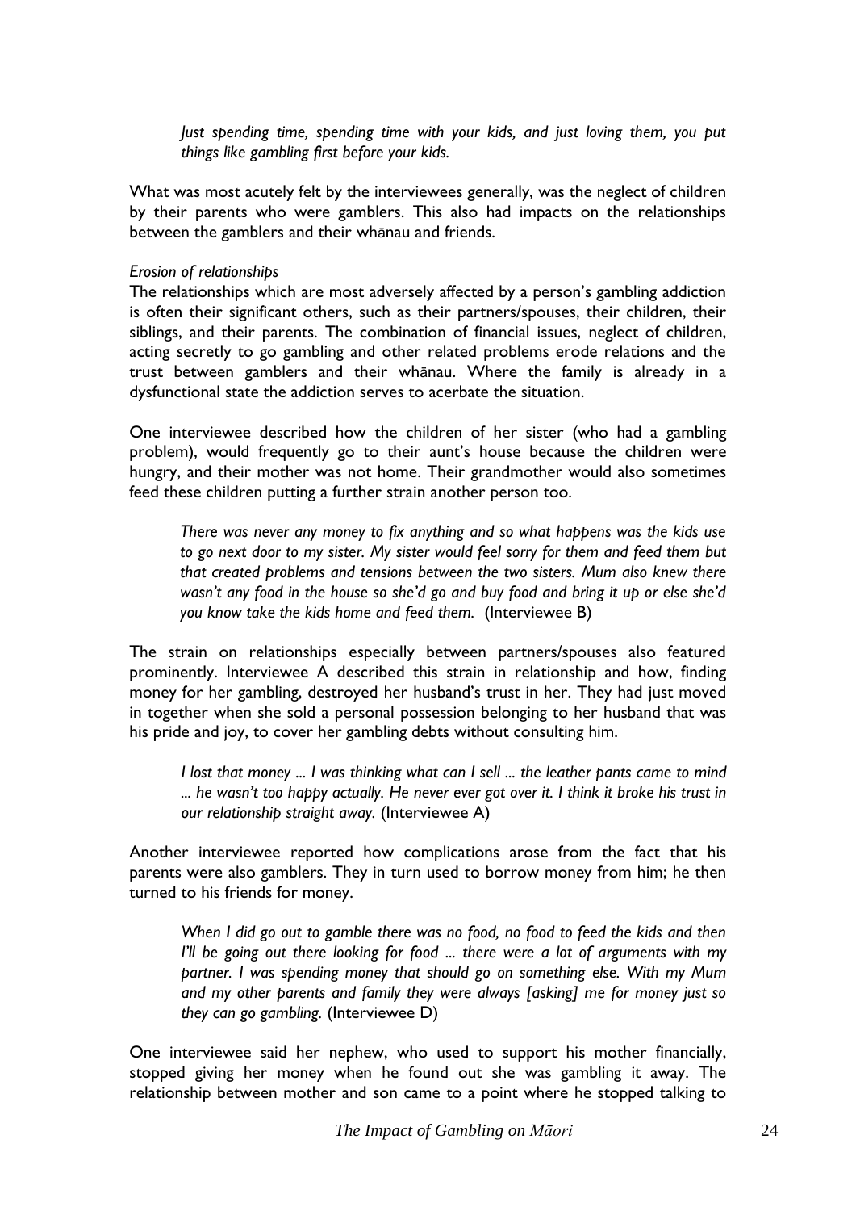> *Just spending time, spending time with your kids, and just loving them, you put things like gambling first before your kids.*

What was most acutely felt by the interviewees generally, was the neglect of children by their parents who were gamblers. This also had impacts on the relationships between the gamblers and their whānau and friends.

*Erosion of relationships*

The relationships which are most adversely affected by a person's gambling addiction is often their significant others, such as their partners/spouses, their children, their siblings, and their parents. The combination of financial issues, neglect of children, acting secretly to go gambling and other related problems erode relations and the trust between gamblers and their whānau. Where the family is already in a dysfunctional state the addiction serves to acerbate the situation.

One interviewee described how the children of her sister (who had a gambling problem), would frequently go to their aunt's house because the children were hungry, and their mother was not home. Their grandmother would also sometimes feed these children putting a further strain another person too.

> *There was never any money to fix anything and so what happens was the kids use to go next door to my sister. My sister would feel sorry for them and feed them but that created problems and tensions between the two sisters. Mum also knew there wasn't any food in the house so she'd go and buy food and bring it up or else she'd you know take the kids home and feed them.* (Interviewee B)

The strain on relationships especially between partners/spouses also featured prominently. Interviewee A described this strain in relationship and how, finding money for her gambling, destroyed her husband's trust in her. They had just moved in together when she sold a personal possession belonging to her husband that was his pride and joy, to cover her gambling debts without consulting him.

> *I lost that money ... I was thinking what can I sell ... the leather pants came to mind ... he wasn't too happy actually. He never ever got over it. I think it broke his trust in our relationship straight away.* (Interviewee A)

Another interviewee reported how complications arose from the fact that his parents were also gamblers. They in turn used to borrow money from him; he then turned to his friends for money.

> *When I did go out to gamble there was no food, no food to feed the kids and then I'll be going out there looking for food ... there were a lot of arguments with my partner. I was spending money that should go on something else. With my Mum and my other parents and family they were always [asking] me for money just so they can go gambling.* (Interviewee D)

One interviewee said her nephew, who used to support his mother financially, stopped giving her money when he found out she was gambling it away. The relationship between mother and son came to a point where he stopped talking to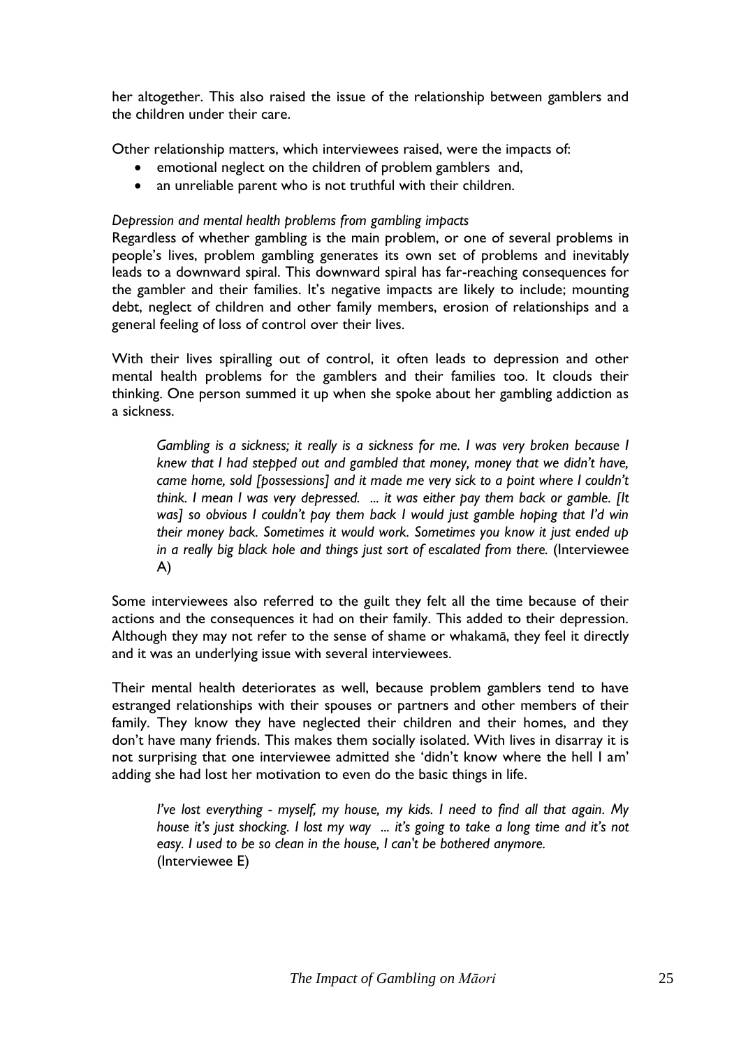her altogether. This also raised the issue of the relationship between gamblers and the children under their care.

Other relationship matters, which interviewees raised, were the impacts of:

- emotional neglect on the children of problem gamblers and,
- an unreliable parent who is not truthful with their children.

*Depression and mental health problems from gambling impacts*

Regardless of whether gambling is the main problem, or one of several problems in people's lives, problem gambling generates its own set of problems and inevitably leads to a downward spiral. This downward spiral has far-reaching consequences for the gambler and their families. It's negative impacts are likely to include; mounting debt, neglect of children and other family members, erosion of relationships and a general feeling of loss of control over their lives.

With their lives spiralling out of control, it often leads to depression and other mental health problems for the gamblers and their families too. It clouds their thinking. One person summed it up when she spoke about her gambling addiction as a sickness.

> *Gambling is a sickness; it really is a sickness for me. I was very broken because I knew that I had stepped out and gambled that money, money that we didn't have, came home, sold [possessions] and it made me very sick to a point where I couldn't think. I mean I was very depressed. ... it was either pay them back or gamble. [It was] so obvious I couldn't pay them back I would just gamble hoping that I'd win their money back. Sometimes it would work. Sometimes you know it just ended up in a really big black hole and things just sort of escalated from there.* (Interviewee A)

Some interviewees also referred to the guilt they felt all the time because of their actions and the consequences it had on their family. This added to their depression. Although they may not refer to the sense of shame or whakamā, they feel it directly and it was an underlying issue with several interviewees.

Their mental health deteriorates as well, because problem gamblers tend to have estranged relationships with their spouses or partners and other members of their family. They know they have neglected their children and their homes, and they don't have many friends. This makes them socially isolated. With lives in disarray it is not surprising that one interviewee admitted she 'didn't know where the hell I am' adding she had lost her motivation to even do the basic things in life.

> *I've lost everything - myself, my house, my kids. I need to find all that again. My house it's just shocking. I lost my way ... it's going to take a long time and it's not easy. I used to be so clean in the house, I can't be bothered anymore.* (Interviewee E)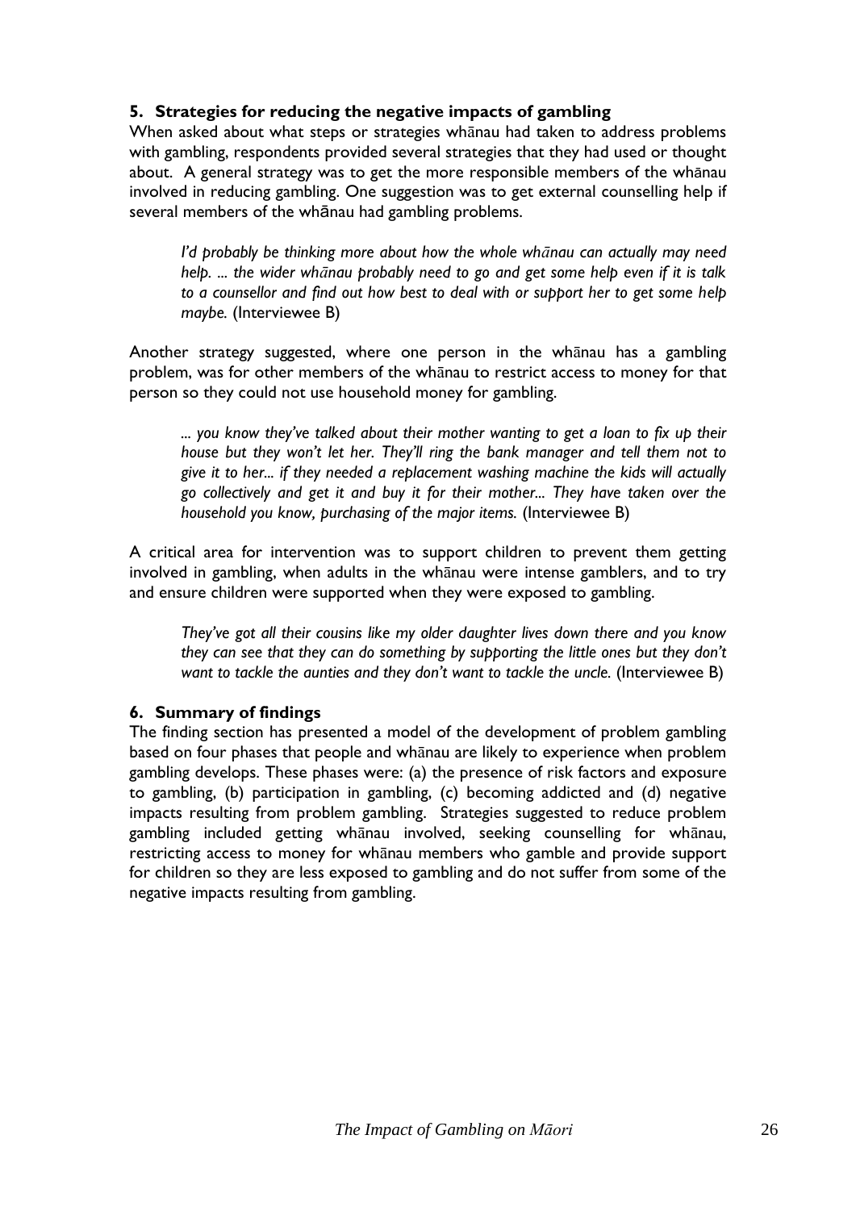## 5. Strategies for reducing the negative impacts of gambling

When asked about what steps or strategies whānau had taken to address problems with gambling, respondents provided several strategies that they had used or thought about. A general strategy was to get the more responsible members of the whānau involved in reducing gambling. One suggestion was to get external counselling help if several members of the whānau had gambling problems.

> *I'd probably be thinking more about how the whole whānau can actually may need help. ... the wider whānau probably need to go and get some help even if it is talk to a counsellor and find out how best to deal with or support her to get some help maybe.* (Interviewee B)

Another strategy suggested, where one person in the whānau has a gambling problem, was for other members of the whānau to restrict access to money for that person so they could not use household money for gambling.

> *... you know they've talked about their mother wanting to get a loan to fix up their house but they won't let her. They'll ring the bank manager and tell them not to give it to her... if they needed a replacement washing machine the kids will actually go collectively and get it and buy it for their mother... They have taken over the household you know, purchasing of the major items.* (Interviewee B)

A critical area for intervention was to support children to prevent them getting involved in gambling, when adults in the whānau were intense gamblers, and to try and ensure children were supported when they were exposed to gambling.

> *They've got all their cousins like my older daughter lives down there and you know they can see that they can do something by supporting the little ones but they don't want to tackle the aunties and they don't want to tackle the uncle.* (Interviewee B)

## 6. Summary of findings

The finding section has presented a model of the development of problem gambling based on four phases that people and whānau are likely to experience when problem gambling develops. These phases were: (a) the presence of risk factors and exposure to gambling, (b) participation in gambling, (c) becoming addicted and (d) negative impacts resulting from problem gambling. Strategies suggested to reduce problem gambling included getting whānau involved, seeking counselling for whānau, restricting access to money for whānau members who gamble and provide support for children so they are less exposed to gambling and do not suffer from some of the negative impacts resulting from gambling.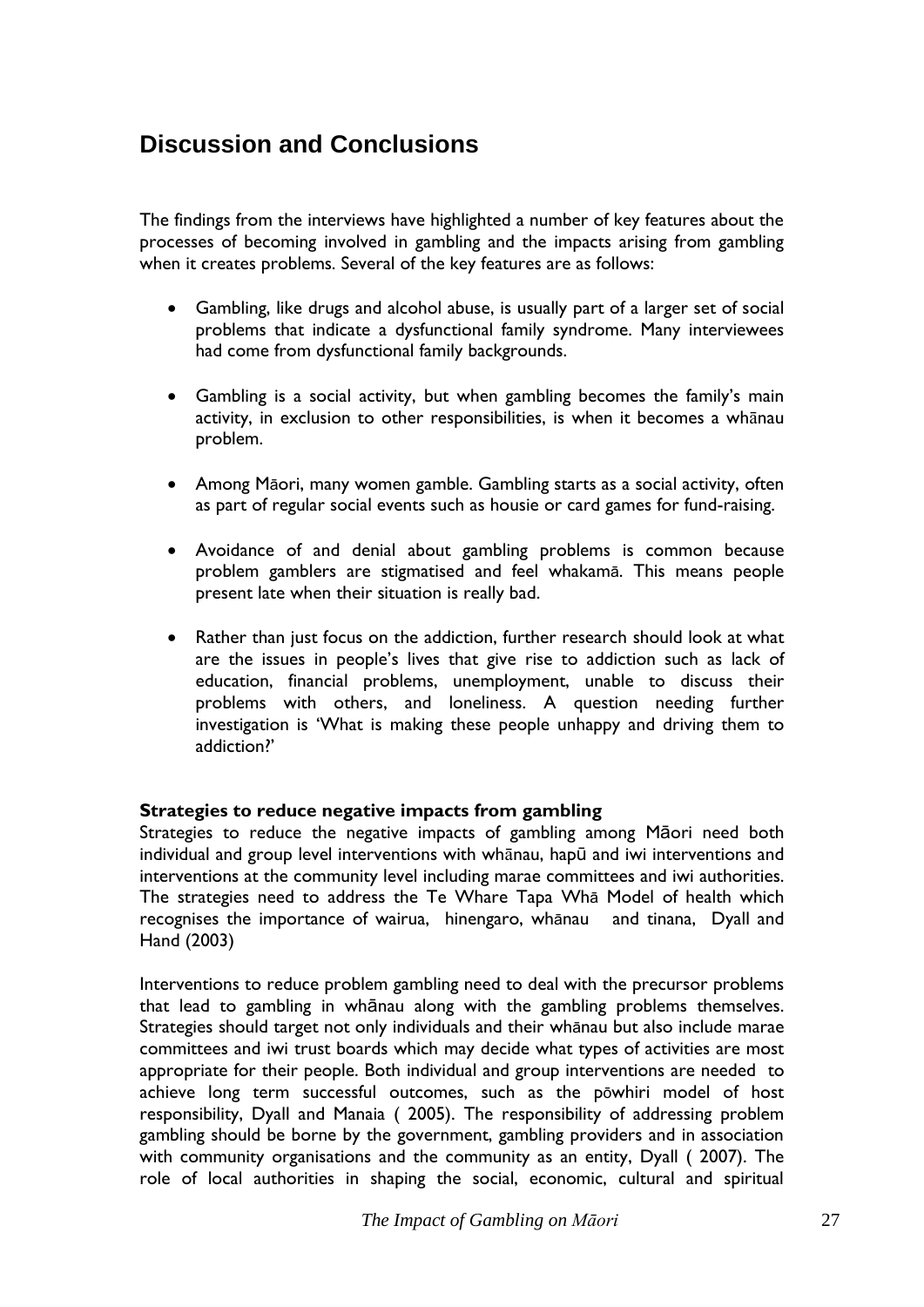## Discussion and Conclusions

The findings from the interviews have highlighted a number of key features about the processes of becoming involved in gambling and the impacts arising from gambling when it creates problems. Several of the key features are as follows:

- Gambling, like drugs and alcohol abuse, is usually part of a larger set of social problems that indicate a dysfunctional family syndrome. Many interviewees had come from dysfunctional family backgrounds.

- Gambling is a social activity, but when gambling becomes the family's main activity, in exclusion to other responsibilities, is when it becomes a whānau problem.

- Among Māori, many women gamble. Gambling starts as a social activity, often as part of regular social events such as housie or card games for fund-raising.

- Avoidance of and denial about gambling problems is common because problem gamblers are stigmatised and feel whakamā. This means people present late when their situation is really bad.

- Rather than just focus on the addiction, further research should look at what are the issues in people's lives that give rise to addiction such as lack of education, financial problems, unemployment, unable to discuss their problems with others, and loneliness. A question needing further investigation is 'What is making these people unhappy and driving them to addiction?'

**Strategies to reduce negative impacts from gambling**

Strategies to reduce the negative impacts of gambling among Māori need both individual and group level interventions with whānau, hapū and iwi interventions and interventions at the community level including marae committees and iwi authorities. The strategies need to address the Te Whare Tapa Whā Model of health which recognises the importance of wairua, hinengaro, whānau and tinana, Dyall and Hand (2003)

Interventions to reduce problem gambling need to deal with the precursor problems that lead to gambling in whānau along with the gambling problems themselves. Strategies should target not only individuals and their whānau but also include marae committees and iwi trust boards which may decide what types of activities are most appropriate for their people. Both individual and group interventions are needed to achieve long term successful outcomes, such as the pōwhiri model of host responsibility, Dyall and Manaia ( 2005). The responsibility of addressing problem gambling should be borne by the government, gambling providers and in association with community organisations and the community as an entity, Dyall ( 2007). The role of local authorities in shaping the social, economic, cultural and spiritual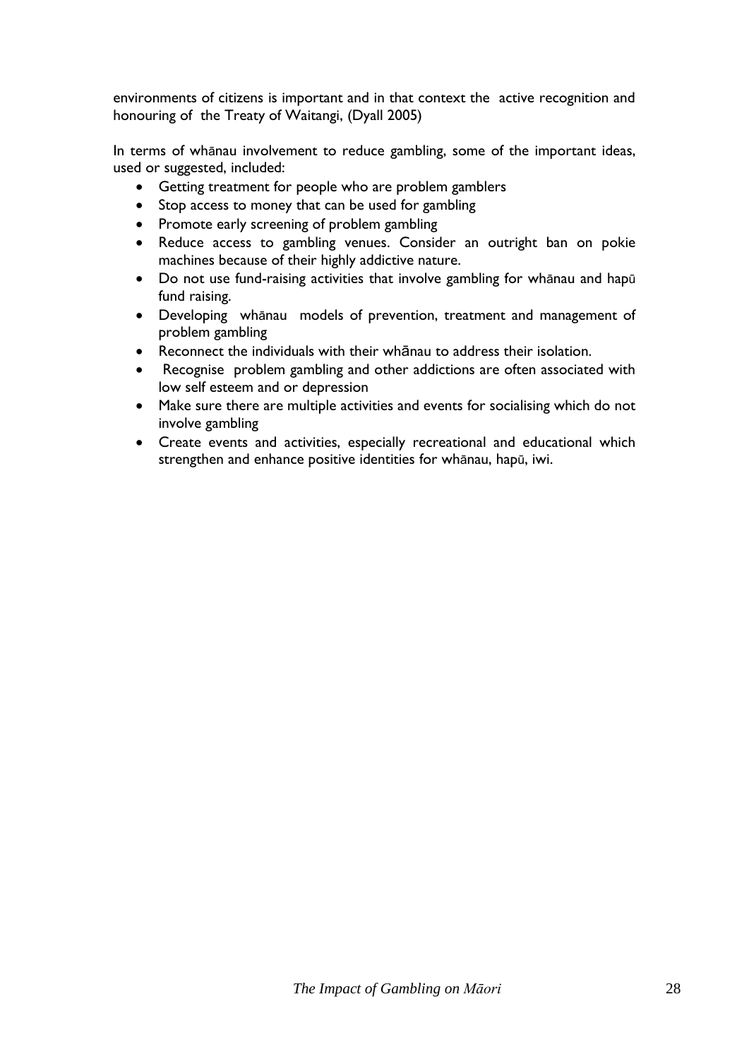environments of citizens is important and in that context the active recognition and honouring of the Treaty of Waitangi, (Dyall 2005)

In terms of whānau involvement to reduce gambling, some of the important ideas, used or suggested, included:

- Getting treatment for people who are problem gamblers
- Stop access to money that can be used for gambling
- Promote early screening of problem gambling
- Reduce access to gambling venues. Consider an outright ban on pokie machines because of their highly addictive nature.
- Do not use fund-raising activities that involve gambling for whānau and hapū fund raising.
- Developing whānau models of prevention, treatment and management of problem gambling
- Reconnect the individuals with their whānau to address their isolation.
- Recognise problem gambling and other addictions are often associated with low self esteem and or depression
- Make sure there are multiple activities and events for socialising which do not involve gambling
- Create events and activities, especially recreational and educational which strengthen and enhance positive identities for whānau, hapū, iwi.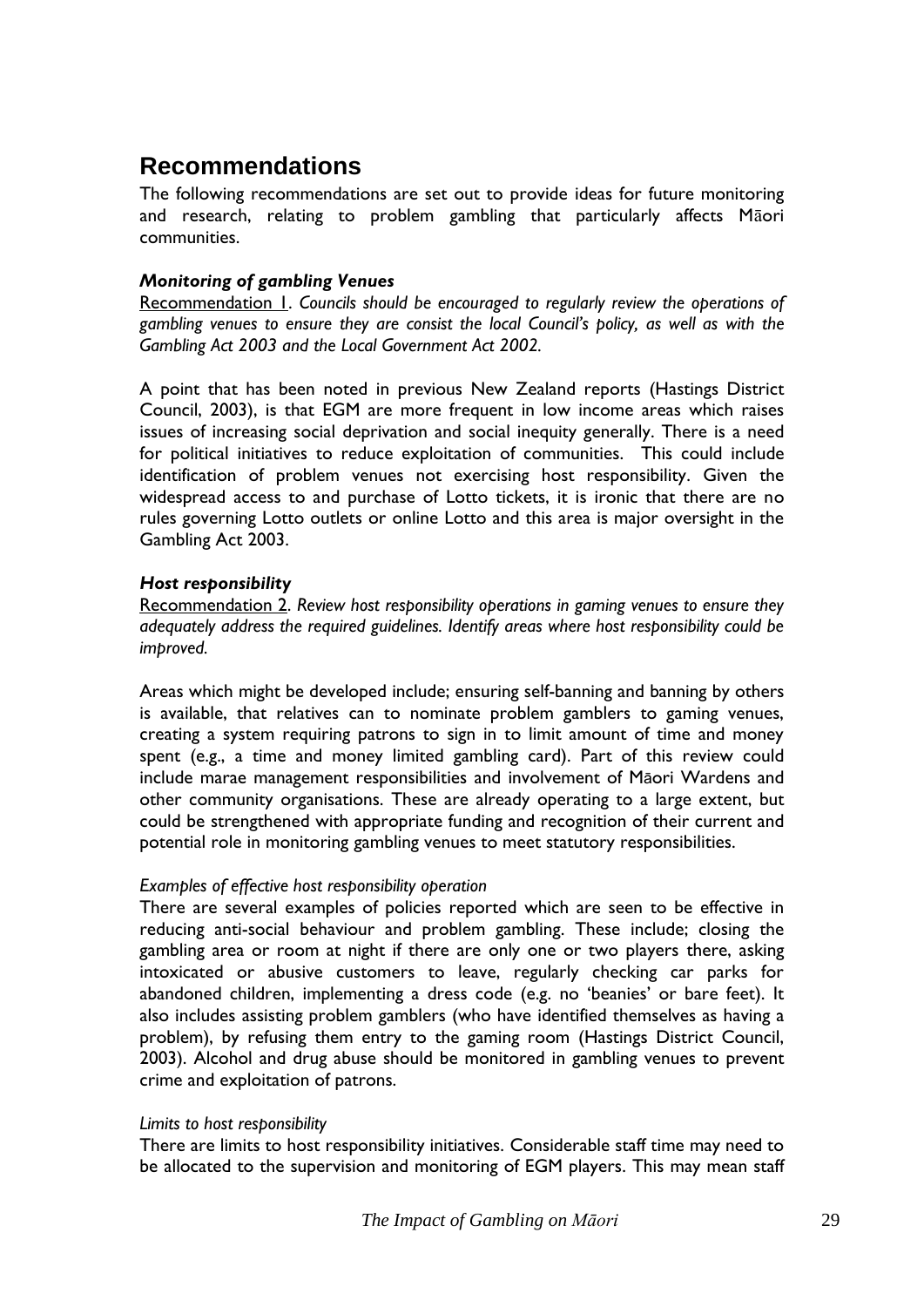# Recommendations

The following recommendations are set out to provide ideas for future monitoring and research, relating to problem gambling that particularly affects Māori communities.

### *Monitoring of gambling Venues*

Recommendation 1. *Councils should be encouraged to regularly review the operations of gambling venues to ensure they are consist the local Council's policy, as well as with the Gambling Act 2003 and the Local Government Act 2002.*

A point that has been noted in previous New Zealand reports (Hastings District Council, 2003), is that EGM are more frequent in low income areas which raises issues of increasing social deprivation and social inequity generally. There is a need for political initiatives to reduce exploitation of communities. This could include identification of problem venues not exercising host responsibility. Given the widespread access to and purchase of Lotto tickets, it is ironic that there are no rules governing Lotto outlets or online Lotto and this area is major oversight in the Gambling Act 2003.

### *Host responsibility*

Recommendation 2. *Review host responsibility operations in gaming venues to ensure they adequately address the required guidelines. Identify areas where host responsibility could be improved.*

Areas which might be developed include; ensuring self-banning and banning by others is available, that relatives can to nominate problem gamblers to gaming venues, creating a system requiring patrons to sign in to limit amount of time and money spent (e.g., a time and money limited gambling card). Part of this review could include marae management responsibilities and involvement of Māori Wardens and other community organisations. These are already operating to a large extent, but could be strengthened with appropriate funding and recognition of their current and potential role in monitoring gambling venues to meet statutory responsibilities.

*Examples of effective host responsibility operation*

There are several examples of policies reported which are seen to be effective in reducing anti-social behaviour and problem gambling. These include; closing the gambling area or room at night if there are only one or two players there, asking intoxicated or abusive customers to leave, regularly checking car parks for abandoned children, implementing a dress code (e.g. no 'beanies' or bare feet). It also includes assisting problem gamblers (who have identified themselves as having a problem), by refusing them entry to the gaming room (Hastings District Council, 2003). Alcohol and drug abuse should be monitored in gambling venues to prevent crime and exploitation of patrons.

*Limits to host responsibility*

There are limits to host responsibility initiatives. Considerable staff time may need to be allocated to the supervision and monitoring of EGM players. This may mean staff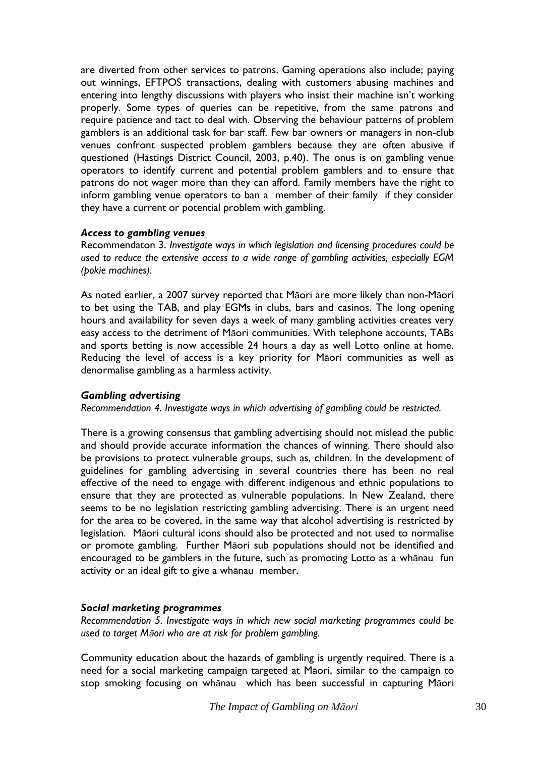are diverted from other services to patrons. Gaming operations also include; paying out winnings, EFTPOS transactions, dealing with customers abusing machines and entering into lengthy discussions with players who insist their machine isn't working properly. Some types of queries can be repetitive, from the same patrons and require patience and tact to deal with. Observing the behaviour patterns of problem gamblers is an additional task for bar staff. Few bar owners or managers in non-club venues confront suspected problem gamblers because they are often abusive if questioned (Hastings District Council, 2003, p.40). The onus is on gambling venue operators to identify current and potential problem gamblers and to ensure that patrons do not wager more than they can afford. Family members have the right to inform gambling venue operators to ban a member of their family if they consider they have a current or potential problem with gambling.

### *Access to gambling venues*

Recommendaton 3. *Investigate ways in which legislation and licensing procedures could be used to reduce the extensive access to a wide range of gambling activities, especially EGM (pokie machines).*

As noted earlier, a 2007 survey reported that Māori are more likely than non-Māori to bet using the TAB, and play EGMs in clubs, bars and casinos. The long opening hours and availability for seven days a week of many gambling activities creates very easy access to the detriment of Māori communities. With telephone accounts, TABs and sports betting is now accessible 24 hours a day as well Lotto online at home. Reducing the level of access is a key priority for Māori communities as well as denormalise gambling as a harmless activity.

### *Gambling advertising*

*Recommendation 4. Investigate ways in which advertising of gambling could be restricted.*

There is a growing consensus that gambling advertising should not mislead the public and should provide accurate information the chances of winning. There should also be provisions to protect vulnerable groups, such as, children. In the development of guidelines for gambling advertising in several countries there has been no real effective of the need to engage with different indigenous and ethnic populations to ensure that they are protected as vulnerable populations. In New Zealand, there seems to be no legislation restricting gambling advertising. There is an urgent need for the area to be covered, in the same way that alcohol advertising is restricted by legislation. Māori cultural icons should also be protected and not used to normalise or promote gambling. Further Māori sub populations should not be identified and encouraged to be gamblers in the future, such as promoting Lotto as a whānau fun activity or an ideal gift to give a whānau member.

### *Social marketing programmes*

*Recommendation 5. Investigate ways in which new social marketing programmes could be used to target Māori who are at risk for problem gambling.*

Community education about the hazards of gambling is urgently required. There is a need for a social marketing campaign targeted at Māori, similar to the campaign to stop smoking focusing on whānau which has been successful in capturing Māori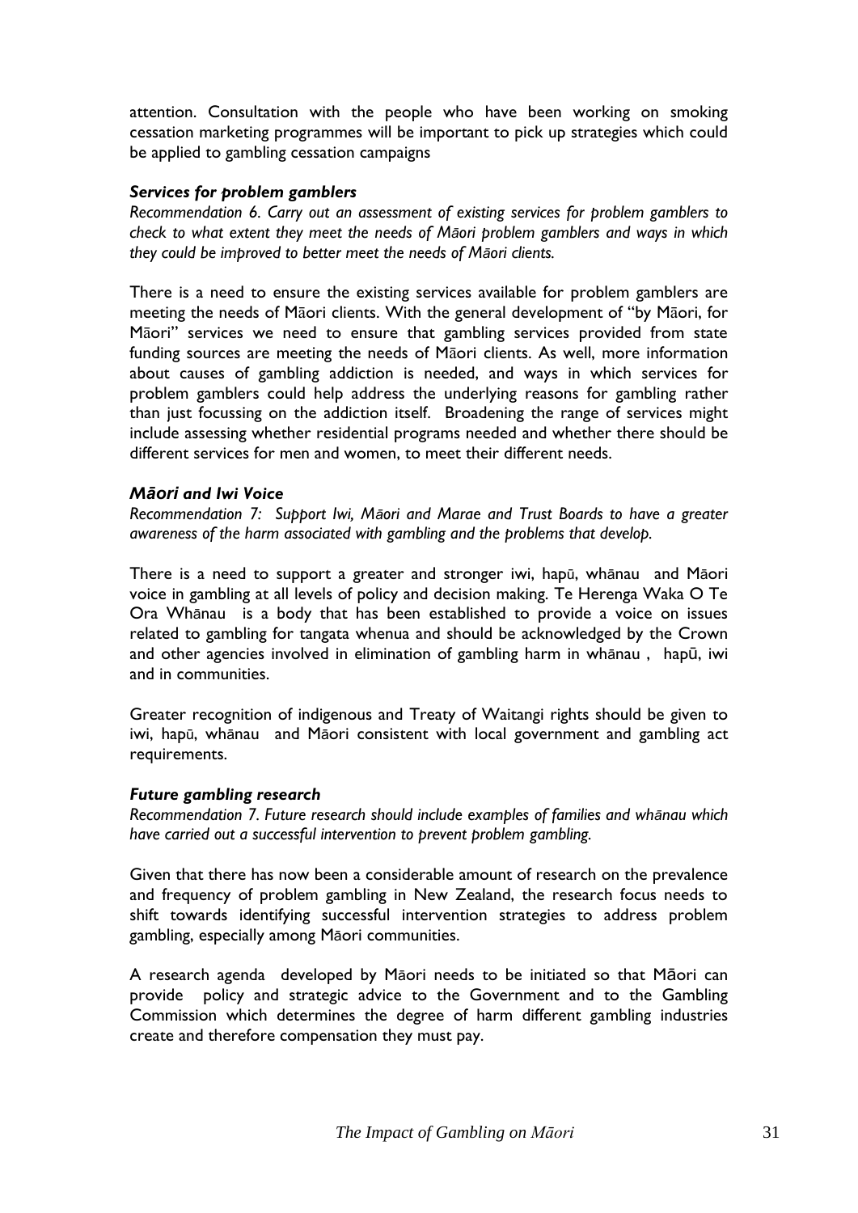attention. Consultation with the people who have been working on smoking cessation marketing programmes will be important to pick up strategies which could be applied to gambling cessation campaigns

### *Services for problem gamblers*

*Recommendation 6. Carry out an assessment of existing services for problem gamblers to check to what extent they meet the needs of Māori problem gamblers and ways in which they could be improved to better meet the needs of Māori clients.*

There is a need to ensure the existing services available for problem gamblers are meeting the needs of Māori clients. With the general development of "by Māori, for Māori" services we need to ensure that gambling services provided from state funding sources are meeting the needs of Māori clients. As well, more information about causes of gambling addiction is needed, and ways in which services for problem gamblers could help address the underlying reasons for gambling rather than just focussing on the addiction itself. Broadening the range of services might include assessing whether residential programs needed and whether there should be different services for men and women, to meet their different needs.

### *Māori and Iwi Voice*

*Recommendation 7: Support Iwi, Māori and Marae and Trust Boards to have a greater awareness of the harm associated with gambling and the problems that develop.*

There is a need to support a greater and stronger iwi, hapū, whānau and Māori voice in gambling at all levels of policy and decision making. Te Herenga Waka O Te Ora Whānau is a body that has been established to provide a voice on issues related to gambling for tangata whenua and should be acknowledged by the Crown and other agencies involved in elimination of gambling harm in whānau , hapū, iwi and in communities.

Greater recognition of indigenous and Treaty of Waitangi rights should be given to iwi, hapū, whānau and Māori consistent with local government and gambling act requirements.

### *Future gambling research*

*Recommendation 7. Future research should include examples of families and whānau which have carried out a successful intervention to prevent problem gambling.*

Given that there has now been a considerable amount of research on the prevalence and frequency of problem gambling in New Zealand, the research focus needs to shift towards identifying successful intervention strategies to address problem gambling, especially among Māori communities.

A research agenda developed by Māori needs to be initiated so that Māori can provide policy and strategic advice to the Government and to the Gambling Commission which determines the degree of harm different gambling industries create and therefore compensation they must pay.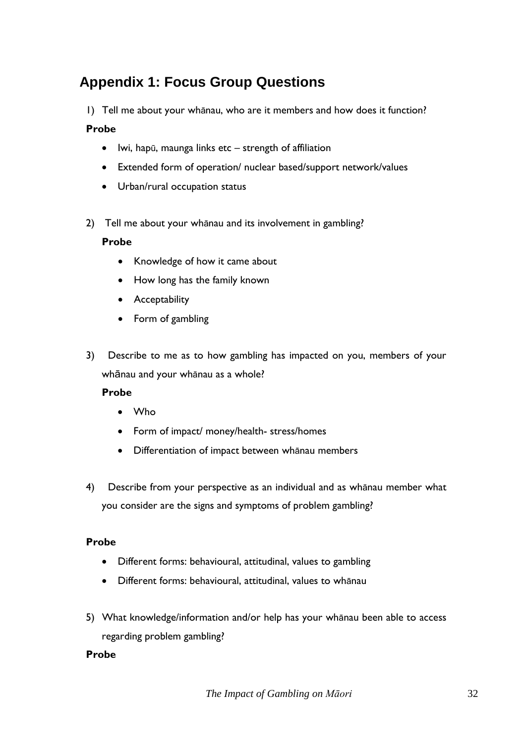## Appendix 1: Focus Group Questions

1) Tell me about your whānau, who are it members and how does it function?

**Probe**

- Iwi, hapū, maunga links etc – strength of affiliation
- Extended form of operation/ nuclear based/support network/values
- Urban/rural occupation status

2) Tell me about your whānau and its involvement in gambling?

   **Probe**

   - Knowledge of how it came about
   - How long has the family known
   - Acceptability
   - Form of gambling

3) Describe to me as to how gambling has impacted on you, members of your whānau and your whānau as a whole?

   **Probe**

   - Who
   - Form of impact/ money/health- stress/homes
   - Differentiation of impact between whānau members

4) Describe from your perspective as an individual and as whānau member what you consider are the signs and symptoms of problem gambling?

**Probe**

- Different forms: behavioural, attitudinal, values to gambling
- Different forms: behavioural, attitudinal, values to whānau

5) What knowledge/information and/or help has your whānau been able to access regarding problem gambling?

**Probe**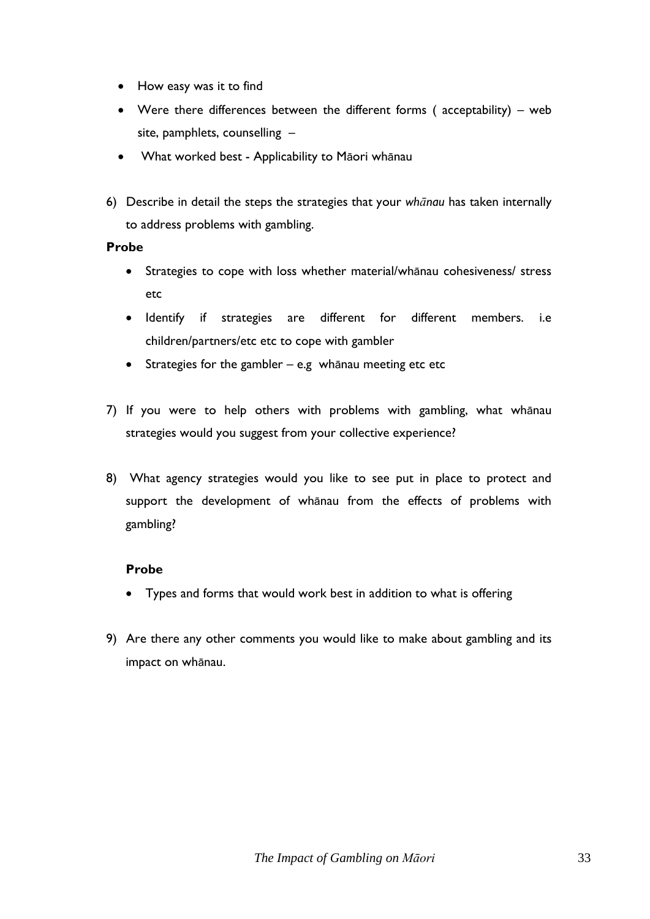- How easy was it to find
- Were there differences between the different forms ( acceptability) – web site, pamphlets, counselling –
- What worked best - Applicability to Māori whānau

6) Describe in detail the steps the strategies that your *whānau* has taken internally to address problems with gambling.

**Probe**

- Strategies to cope with loss whether material/whānau cohesiveness/ stress etc
- Identify if strategies are different for different members. i.e children/partners/etc etc to cope with gambler
- Strategies for the gambler – e.g whānau meeting etc etc

7) If you were to help others with problems with gambling, what whānau strategies would you suggest from your collective experience?

8) What agency strategies would you like to see put in place to protect and support the development of whānau from the effects of problems with gambling?

**Probe**

- Types and forms that would work best in addition to what is offering

9) Are there any other comments you would like to make about gambling and its impact on whānau.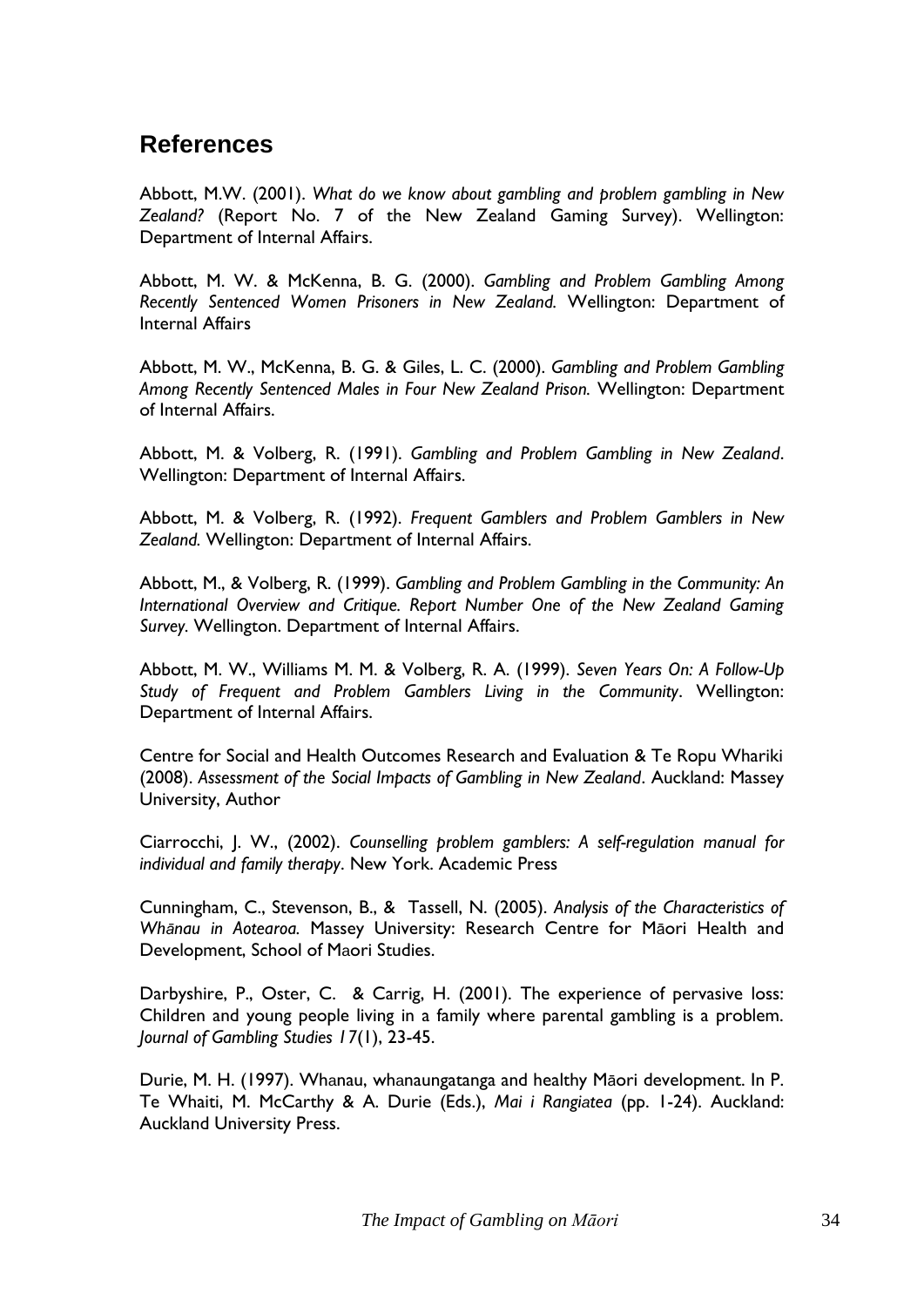## References

Abbott, M.W. (2001). *What do we know about gambling and problem gambling in New Zealand?* (Report No. 7 of the New Zealand Gaming Survey). Wellington: Department of Internal Affairs.

Abbott, M. W. & McKenna, B. G. (2000). *Gambling and Problem Gambling Among Recently Sentenced Women Prisoners in New Zealand.* Wellington: Department of Internal Affairs

Abbott, M. W., McKenna, B. G. & Giles, L. C. (2000). *Gambling and Problem Gambling Among Recently Sentenced Males in Four New Zealand Prison.* Wellington: Department of Internal Affairs.

Abbott, M. & Volberg, R. (1991). *Gambling and Problem Gambling in New Zealand*. Wellington: Department of Internal Affairs.

Abbott, M. & Volberg, R. (1992). *Frequent Gamblers and Problem Gamblers in New Zealand.* Wellington: Department of Internal Affairs.

Abbott, M., & Volberg, R. (1999). *Gambling and Problem Gambling in the Community: An International Overview and Critique. Report Number One of the New Zealand Gaming Survey*. Wellington. Department of Internal Affairs.

Abbott, M. W., Williams M. M. & Volberg, R. A. (1999). *Seven Years On: A Follow-Up Study of Frequent and Problem Gamblers Living in the Community*. Wellington: Department of Internal Affairs.

Centre for Social and Health Outcomes Research and Evaluation & Te Ropu Whariki (2008). *Assessment of the Social Impacts of Gambling in New Zealand*. Auckland: Massey University, Author

Ciarrocchi, J. W., (2002). *Counselling problem gamblers: A self-regulation manual for individual and family therapy*. New York. Academic Press

Cunningham, C., Stevenson, B., & Tassell, N. (2005). *Analysis of the Characteristics of Whānau in Aotearoa.* Massey University: Research Centre for Māori Health and Development, School of Maori Studies.

Darbyshire, P., Oster, C. & Carrig, H. (2001). The experience of pervasive loss: Children and young people living in a family where parental gambling is a problem. *Journal of Gambling Studies 17*(1), 23-45.

Durie, M. H. (1997). Whanau, whanaungatanga and healthy Māori development. In P. Te Whaiti, M. McCarthy & A. Durie (Eds.), *Mai i Rangiatea* (pp. 1-24). Auckland: Auckland University Press.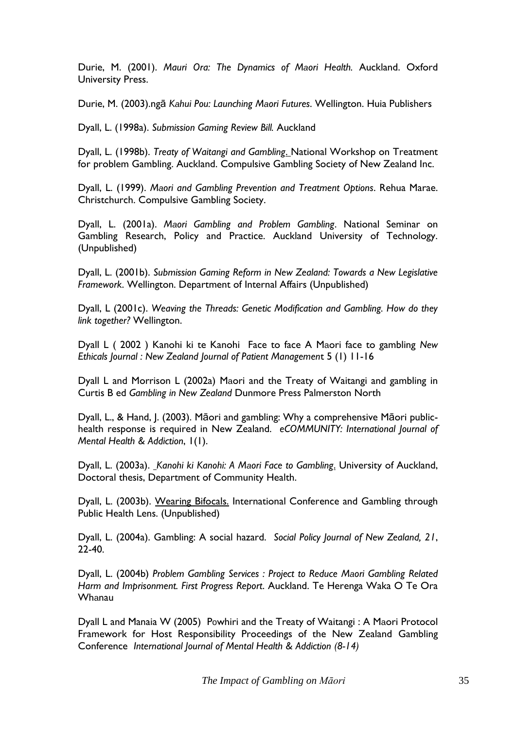Durie, M. (2001). *Mauri Ora: The Dynamics of Maori Health.* Auckland. Oxford University Press.

Durie, M. (2003).ngā *Kahui Pou: Launching Maori Futures*. Wellington. Huia Publishers

Dyall, L. (1998a). *Submission Gaming Review Bill.* Auckland

Dyall, L. (1998b). *Treaty of Waitangi and Gambling*. National Workshop on Treatment for problem Gambling. Auckland. Compulsive Gambling Society of New Zealand Inc.

Dyall, L. (1999). *Maori and Gambling Prevention and Treatment Options*. Rehua Marae. Christchurch. Compulsive Gambling Society.

Dyall, L. (2001a). *Maori Gambling and Problem Gambling*. National Seminar on Gambling Research, Policy and Practice. Auckland University of Technology. (Unpublished)

Dyall, L. (2001b). *Submission Gaming Reform in New Zealand: Towards a New Legislative Framework*. Wellington. Department of Internal Affairs (Unpublished)

Dyall, L (2001c). *Weaving the Threads: Genetic Modification and Gambling. How do they link together?* Wellington.

Dyall L ( 2002 ) Kanohi ki te Kanohi Face to face A Maori face to gambling *New Ethicals Journal : New Zealand Journal of Patient Managemen*t 5 (1) 11-16

Dyall L and Morrison L (2002a) Maori and the Treaty of Waitangi and gambling in Curtis B ed *Gambling in New Zealand* Dunmore Press Palmerston North

Dyall, L., & Hand, J. (2003). Māori and gambling: Why a comprehensive Māori public-health response is required in New Zealand. *eCOMMUNITY: International Journal of Mental Health & Addiction*, 1(1).

Dyall, L. (2003a). *Kanohi ki Kanohi: A Maori Face to Gambling*. University of Auckland, Doctoral thesis, Department of Community Health.

Dyall, L. (2003b). Wearing Bifocals. International Conference and Gambling through Public Health Lens. (Unpublished)

Dyall, L. (2004a). Gambling: A social hazard. *Social Policy Journal of New Zealand, 21*, 22-40.

Dyall, L. (2004b) *Problem Gambling Services : Project to Reduce Maori Gambling Related Harm and Imprisonment. First Progress Report*. Auckland. Te Herenga Waka O Te Ora Whanau

Dyall L and Manaia W (2005) Powhiri and the Treaty of Waitangi : A Maori Protocol Framework for Host Responsibility Proceedings of the New Zealand Gambling Conference *International Journal of Mental Health & Addiction (8-14)*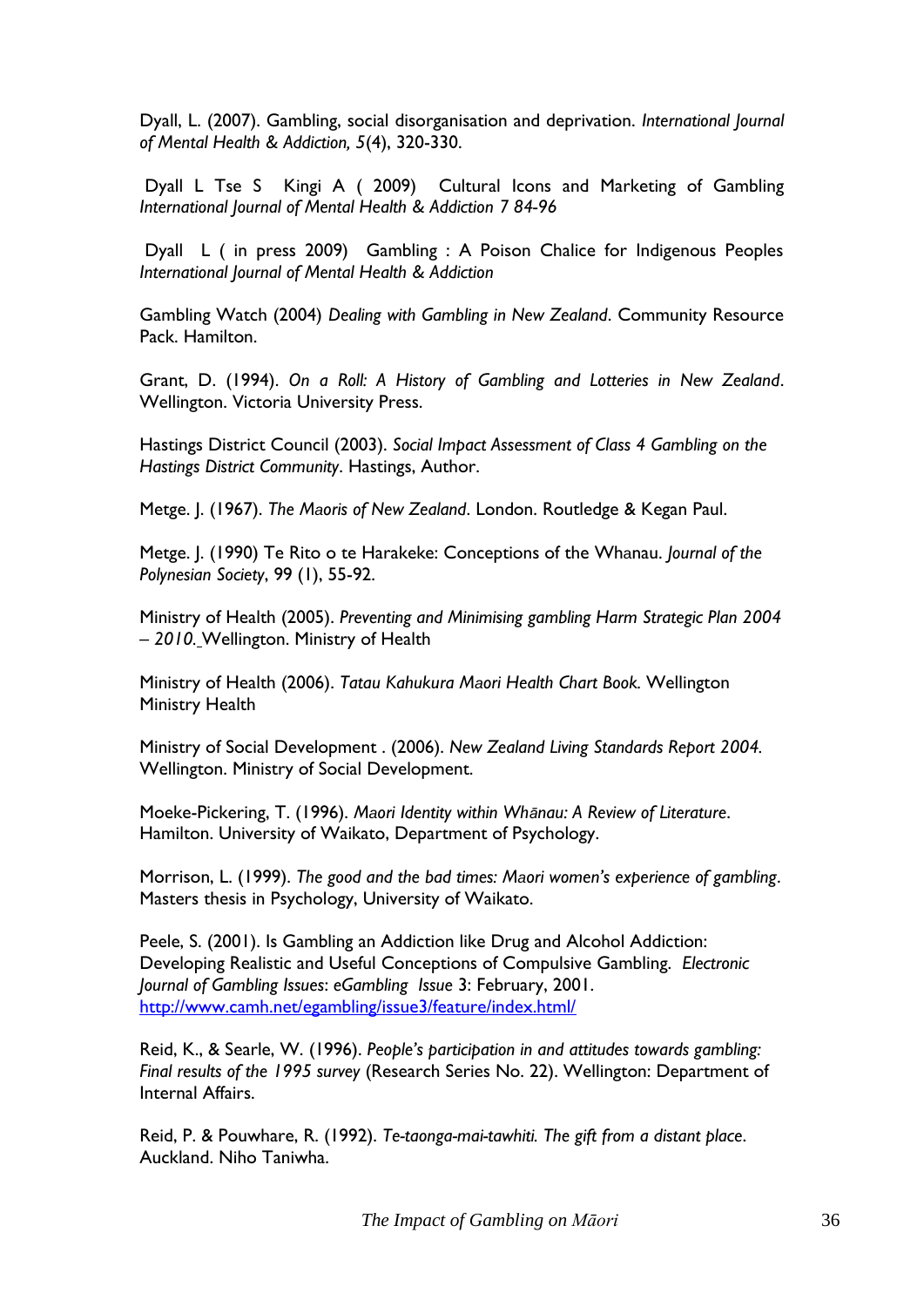Dyall, L. (2007). Gambling, social disorganisation and deprivation. *International Journal of Mental Health & Addiction, 5*(4), 320-330.

Dyall L Tse S Kingi A ( 2009) Cultural Icons and Marketing of Gambling *International Journal of Mental Health & Addiction 7 84-96*

Dyall L ( in press 2009) Gambling : A Poison Chalice for Indigenous Peoples *International Journal of Mental Health & Addiction*

Gambling Watch (2004) *Dealing with Gambling in New Zealand*. Community Resource Pack. Hamilton.

Grant, D. (1994). *On a Roll: A History of Gambling and Lotteries in New Zealand*. Wellington. Victoria University Press.

Hastings District Council (2003). *Social Impact Assessment of Class 4 Gambling on the Hastings District Community*. Hastings, Author.

Metge. J. (1967). *The Maoris of New Zealand*. London. Routledge & Kegan Paul.

Metge. J. (1990) Te Rito o te Harakeke: Conceptions of the Whanau. *Journal of the Polynesian Society*, 99 (1), 55-92.

Ministry of Health (2005). *Preventing and Minimising gambling Harm Strategic Plan 2004 – 2010.* Wellington. Ministry of Health

Ministry of Health (2006). *Tatau Kahukura Maori Health Chart Book.* Wellington Ministry Health

Ministry of Social Development . (2006). *New Zealand Living Standards Report 2004.* Wellington. Ministry of Social Development.

Moeke-Pickering, T. (1996). *Maori Identity within Whānau: A Review of Literature*. Hamilton. University of Waikato, Department of Psychology.

Morrison, L. (1999). *The good and the bad times: Maori women's experience of gambling*. Masters thesis in Psychology, University of Waikato.

Peele, S. (2001). Is Gambling an Addiction like Drug and Alcohol Addiction: Developing Realistic and Useful Conceptions of Compulsive Gambling. *Electronic Journal of Gambling Issues*: *eGambling Issue* 3: February, 2001. http://www.camh.net/egambling/issue3/feature/index.html/

Reid, K., & Searle, W. (1996). *People's participation in and attitudes towards gambling: Final results of the 1995 survey* (Research Series No. 22). Wellington: Department of Internal Affairs.

Reid, P. & Pouwhare, R. (1992). *Te-taonga-mai-tawhiti. The gift from a distant place*. Auckland. Niho Taniwha.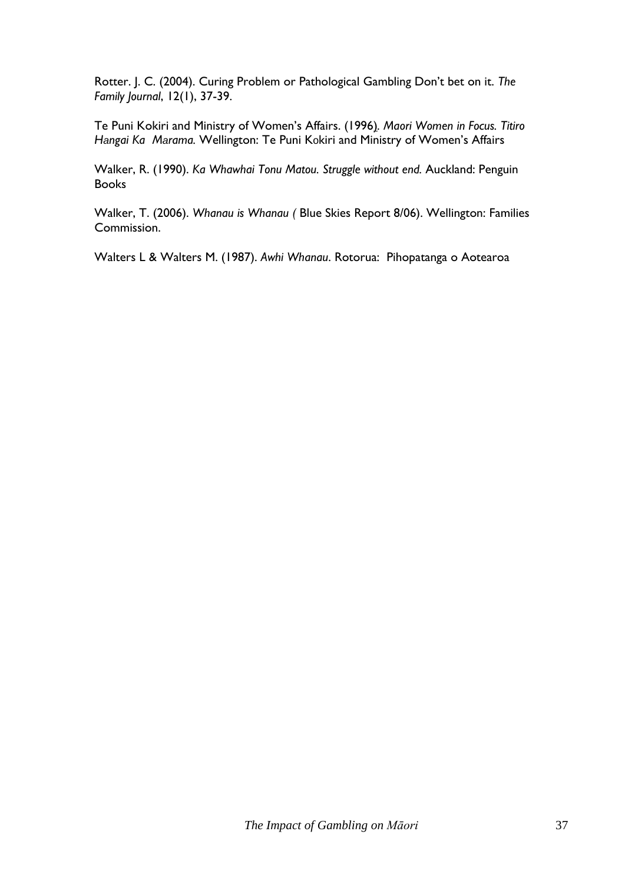Rotter. J. C. (2004). Curing Problem or Pathological Gambling Don't bet on it. *The Family Journal*, 12(1), 37-39.

Te Puni Kokiri and Ministry of Women's Affairs. (1996). *Maori Women in Focus. Titiro Hangai Ka Marama.* Wellington: Te Puni Kokiri and Ministry of Women's Affairs

Walker, R. (1990). *Ka Whawhai Tonu Matou. Struggle without end.* Auckland: Penguin Books

Walker, T. (2006). *Whanau is Whanau (* Blue Skies Report 8/06). Wellington: Families Commission.

Walters L & Walters M. (1987). *Awhi Whanau*. Rotorua: Pihopatanga o Aotearoa